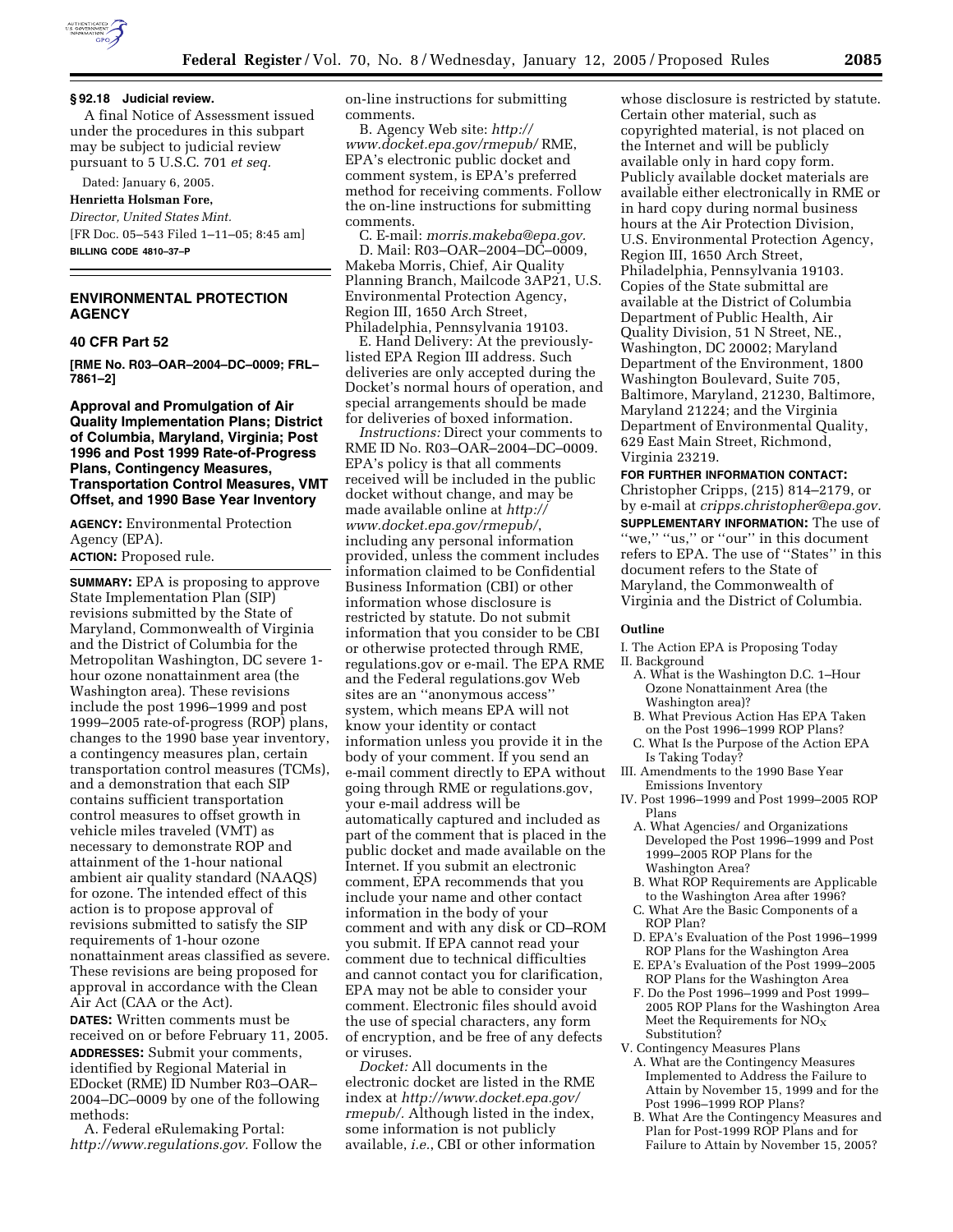### § 92.18 Judicial review.

A final Notice of Assessment issued under the procedures in this subpart may be subject to judicial review pursuant to 5 U.S.C. 701 *et seq.*

Dated: January 6, 2005.

**Henrietta Holsman Fore,**

*Director, United States Mint.*

[FR Doc. 05–543 Filed 1–11–05; 8:45 am]

**BILLING CODE 4810–37–P**

## ENVIRONMENTAL PROTECTION AGENCY

### 40 CFR Part 52

**[RME No. R03–OAR–2004–DC–0009; FRL–7861–2]**

### Approval and Promulgation of Air Quality Implementation Plans; District of Columbia, Maryland, Virginia; Post 1996 and Post 1999 Rate-of-Progress Plans, Contingency Measures, Transportation Control Measures, VMT Offset, and 1990 Base Year Inventory

**AGENCY:** Environmental Protection Agency (EPA).

**ACTION:** Proposed rule.

**SUMMARY:** EPA is proposing to approve State Implementation Plan (SIP) revisions submitted by the State of Maryland, Commonwealth of Virginia and the District of Columbia for the Metropolitan Washington, DC severe 1-hour ozone nonattainment area (the Washington area). These revisions include the post 1996–1999 and post 1999–2005 rate-of-progress (ROP) plans, changes to the 1990 base year inventory, a contingency measures plan, certain transportation control measures (TCMs), and a demonstration that each SIP contains sufficient transportation control measures to offset growth in vehicle miles traveled (VMT) as necessary to demonstrate ROP and attainment of the 1-hour national ambient air quality standard (NAAQS) for ozone. The intended effect of this action is to propose approval of revisions submitted to satisfy the SIP requirements of 1-hour ozone nonattainment areas classified as severe. These revisions are being proposed for approval in accordance with the Clean Air Act (CAA or the Act).

**DATES:** Written comments must be received on or before February 11, 2005.

**ADDRESSES:** Submit your comments, identified by Regional Material in EDocket (RME) ID Number R03–OAR–2004–DC–0009 by one of the following methods:

A. Federal eRulemaking Portal: *http://www.regulations.gov.* Follow the on-line instructions for submitting comments.

B. Agency Web site: *http://www.docket.epa.gov/rmepub/* RME, EPA's electronic public docket and comment system, is EPA's preferred method for receiving comments. Follow the on-line instructions for submitting comments.

C. E-mail: *morris.makeba@epa.gov.*

D. Mail: R03–OAR–2004–DC–0009, Makeba Morris, Chief, Air Quality Planning Branch, Mailcode 3AP21, U.S. Environmental Protection Agency, Region III, 1650 Arch Street, Philadelphia, Pennsylvania 19103.

E. Hand Delivery: At the previously-listed EPA Region III address. Such deliveries are only accepted during the Docket's normal hours of operation, and special arrangements should be made for deliveries of boxed information.

*Instructions:* Direct your comments to RME ID No. R03–OAR–2004–DC–0009. EPA's policy is that all comments received will be included in the public docket without change, and may be made available online at *http://www.docket.epa.gov/rmepub/*, including any personal information provided, unless the comment includes information claimed to be Confidential Business Information (CBI) or other information whose disclosure is restricted by statute. Do not submit information that you consider to be CBI or otherwise protected through RME, regulations.gov or e-mail. The EPA RME and the Federal regulations.gov Web sites are an ''anonymous access'' system, which means EPA will not know your identity or contact information unless you provide it in the body of your comment. If you send an e-mail comment directly to EPA without going through RME or regulations.gov, your e-mail address will be automatically captured and included as part of the comment that is placed in the public docket and made available on the Internet. If you submit an electronic comment, EPA recommends that you include your name and other contact information in the body of your comment and with any disk or CD–ROM you submit. If EPA cannot read your comment due to technical difficulties and cannot contact you for clarification, EPA may not be able to consider your comment. Electronic files should avoid the use of special characters, any form of encryption, and be free of any defects or viruses.

*Docket:* All documents in the electronic docket are listed in the RME index at *http://www.docket.epa.gov/rmepub/.* Although listed in the index, some information is not publicly available, *i.e.*, CBI or other information whose disclosure is restricted by statute. Certain other material, such as copyrighted material, is not placed on the Internet and will be publicly available only in hard copy form. Publicly available docket materials are available either electronically in RME or in hard copy during normal business hours at the Air Protection Division, U.S. Environmental Protection Agency, Region III, 1650 Arch Street, Philadelphia, Pennsylvania 19103. Copies of the State submittal are available at the District of Columbia Department of Public Health, Air Quality Division, 51 N Street, NE., Washington, DC 20002; Maryland Department of the Environment, 1800 Washington Boulevard, Suite 705, Baltimore, Maryland, 21230, Baltimore, Maryland 21224; and the Virginia Department of Environmental Quality, 629 East Main Street, Richmond, Virginia 23219.

**FOR FURTHER INFORMATION CONTACT:** Christopher Cripps, (215) 814–2179, or by e-mail at *cripps.christopher@epa.gov.*

**SUPPLEMENTARY INFORMATION:** The use of ''we,'' ''us,'' or ''our'' in this document refers to EPA. The use of ''States'' in this document refers to the State of Maryland, the Commonwealth of Virginia and the District of Columbia.

**Outline**

I. The Action EPA is Proposing Today

II. Background
- A. What is the Washington D.C. 1–Hour Ozone Nonattainment Area (the Washington area)?
- B. What Previous Action Has EPA Taken on the Post 1996–1999 ROP Plans?
- C. What Is the Purpose of the Action EPA Is Taking Today?

III. Amendments to the 1990 Base Year Emissions Inventory

IV. Post 1996–1999 and Post 1999–2005 ROP Plans
- A. What Agencies/ and Organizations Developed the Post 1996–1999 and Post 1999–2005 ROP Plans for the Washington Area?
- B. What ROP Requirements are Applicable to the Washington Area after 1996?
- C. What Are the Basic Components of a ROP Plan?
- D. EPA's Evaluation of the Post 1996–1999 ROP Plans for the Washington Area
- E. EPA's Evaluation of the Post 1999–2005 ROP Plans for the Washington Area
- F. Do the Post 1996–1999 and Post 1999–2005 ROP Plans for the Washington Area Meet the Requirements for $NO_X$ Substitution?

V. Contingency Measures Plans
- A. What are the Contingency Measures Implemented to Address the Failure to Attain by November 15, 1999 and for the Post 1996–1999 ROP Plans?
- B. What Are the Contingency Measures and Plan for Post-1999 ROP Plans and for Failure to Attain by November 15, 2005?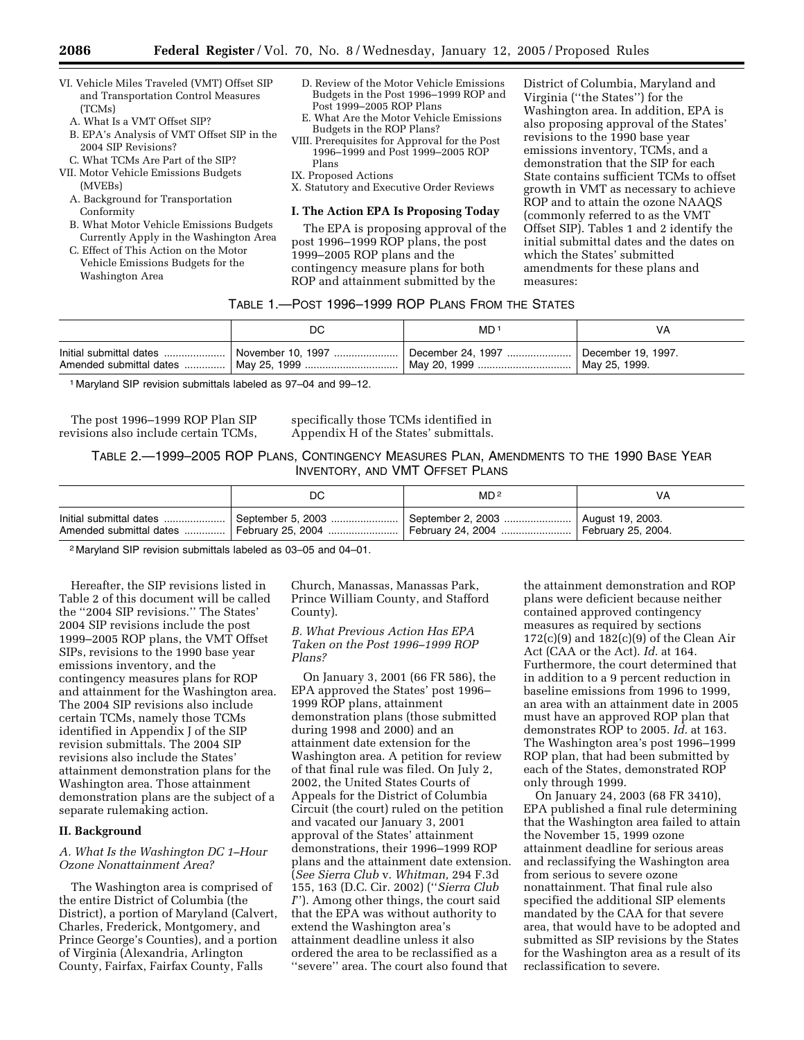VI. Vehicle Miles Traveled (VMT) Offset SIP and Transportation Control Measures (TCMs)
   A. What Is a VMT Offset SIP?
   B. EPA's Analysis of VMT Offset SIP in the 2004 SIP Revisions?
   C. What TCMs Are Part of the SIP?
VII. Motor Vehicle Emissions Budgets (MVEBs)
   A. Background for Transportation Conformity
   B. What Motor Vehicle Emissions Budgets Currently Apply in the Washington Area
   C. Effect of This Action on the Motor Vehicle Emissions Budgets for the Washington Area
   D. Review of the Motor Vehicle Emissions Budgets in the Post 1996–1999 ROP and Post 1999–2005 ROP Plans
   E. What Are the Motor Vehicle Emissions Budgets in the ROP Plans?
VIII. Prerequisites for Approval for the Post 1996–1999 and Post 1999–2005 ROP Plans
IX. Proposed Actions
X. Statutory and Executive Order Reviews

## I. The Action EPA Is Proposing Today

The EPA is proposing approval of the post 1996–1999 ROP plans, the post 1999–2005 ROP plans and the contingency measure plans for both ROP and attainment submitted by the District of Columbia, Maryland and Virginia (''the States'') for the Washington area. In addition, EPA is also proposing approval of the States' revisions to the 1990 base year emissions inventory, TCMs, and a demonstration that the SIP for each State contains sufficient TCMs to offset growth in VMT as necessary to achieve ROP and to attain the ozone NAAQS (commonly referred to as the VMT Offset SIP). Tables 1 and 2 identify the initial submittal dates and the dates on which the States' submitted amendments for these plans and measures:

TABLE 1.—POST 1996–1999 ROP PLANS FROM THE STATES

| | DC | MD [1] | VA |
|---|---|---|---|
| Initial submittal dates | November 10, 1997 | December 24, 1997 | December 19, 1997. |
| Amended submittal dates | May 25, 1999 | May 20, 1999 | May 25, 1999. |

[1] Maryland SIP revision submittals labeled as 97–04 and 99–12.

The post 1996–1999 ROP Plan SIP revisions also include certain TCMs, specifically those TCMs identified in Appendix H of the States' submittals.

TABLE 2.—1999–2005 ROP PLANS, CONTINGENCY MEASURES PLAN, AMENDMENTS TO THE 1990 BASE YEAR INVENTORY, AND VMT OFFSET PLANS

| | DC | MD [2] | VA |
|---|---|---|---|
| Initial submittal dates | September 5, 2003 | September 2, 2003 | August 19, 2003. |
| Amended submittal dates | February 25, 2004 | February 24, 2004 | February 25, 2004. |

[2] Maryland SIP revision submittals labeled as 03–05 and 04–01.

Hereafter, the SIP revisions listed in Table 2 of this document will be called the ''2004 SIP revisions.'' The States' 2004 SIP revisions include the post 1999–2005 ROP plans, the VMT Offset SIPs, revisions to the 1990 base year emissions inventory, and the contingency measures plans for ROP and attainment for the Washington area. The 2004 SIP revisions also include certain TCMs, namely those TCMs identified in Appendix J of the SIP revision submittals. The 2004 SIP revisions also include the States' attainment demonstration plans for the Washington area. Those attainment demonstration plans are the subject of a separate rulemaking action.

## II. Background

### *A. What Is the Washington DC 1-Hour Ozone Nonattainment Area?*

The Washington area is comprised of the entire District of Columbia (the District), a portion of Maryland (Calvert, Charles, Frederick, Montgomery, and Prince George's Counties), and a portion of Virginia (Alexandria, Arlington County, Fairfax, Fairfax County, Falls Church, Manassas, Manassas Park, Prince William County, and Stafford County).

### *B. What Previous Action Has EPA Taken on the Post 1996–1999 ROP Plans?*

On January 3, 2001 (66 FR 586), the EPA approved the States' post 1996–1999 ROP plans, attainment demonstration plans (those submitted during 1998 and 2000) and an attainment date extension for the Washington area. A petition for review of that final rule was filed. On July 2, 2002, the United States Courts of Appeals for the District of Columbia Circuit (the court) ruled on the petition and vacated our January 3, 2001 approval of the States' attainment demonstrations, their 1996–1999 ROP plans and the attainment date extension. (*See Sierra Club* v. *Whitman,* 294 F.3d 155, 163 (D.C. Cir. 2002) (''*Sierra Club I*''). Among other things, the court said that the EPA was without authority to extend the Washington area's attainment deadline unless it also ordered the area to be reclassified as a ''severe'' area. The court also found that the attainment demonstration and ROP plans were deficient because neither contained approved contingency measures as required by sections 172(c)(9) and 182(c)(9) of the Clean Air Act (CAA or the Act). *Id.* at 164. Furthermore, the court determined that in addition to a 9 percent reduction in baseline emissions from 1996 to 1999, an area with an attainment date in 2005 must have an approved ROP plan that demonstrates ROP to 2005. *Id.* at 163. The Washington area's post 1996–1999 ROP plan, that had been submitted by each of the States, demonstrated ROP only through 1999.

On January 24, 2003 (68 FR 3410), EPA published a final rule determining that the Washington area failed to attain the November 15, 1999 ozone attainment deadline for serious areas and reclassifying the Washington area from serious to severe ozone nonattainment. That final rule also specified the additional SIP elements mandated by the CAA for that severe area, that would have to be adopted and submitted as SIP revisions by the States for the Washington area as a result of its reclassification to severe.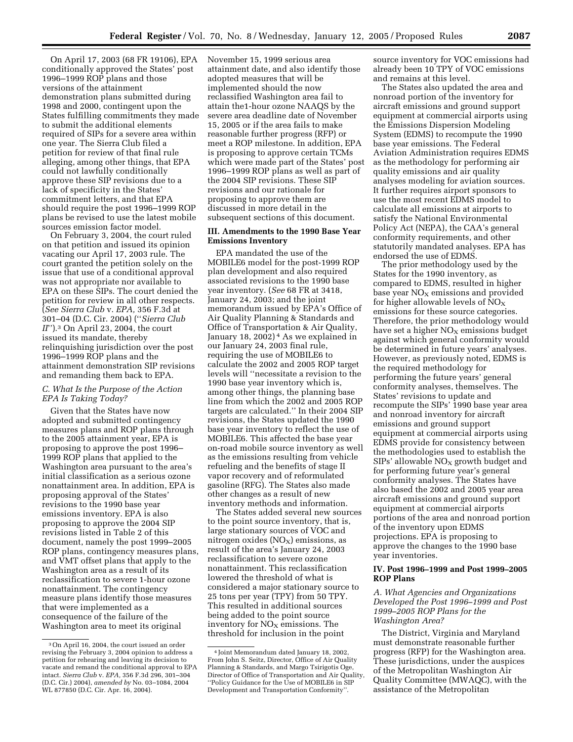On April 17, 2003 (68 FR 19106), EPA conditionally approved the States' post 1996–1999 ROP plans and those versions of the attainment demonstration plans submitted during 1998 and 2000, contingent upon the States fulfilling commitments they made to submit the additional elements required of SIPs for a severe area within one year. The Sierra Club filed a petition for review of that final rule alleging, among other things, that EPA could not lawfully conditionally approve these SIP revisions due to a lack of specificity in the States' commitment letters, and that EPA should require the post 1996–1999 ROP plans be revised to use the latest mobile sources emission factor model.

On February 3, 2004, the court ruled on that petition and issued its opinion vacating our April 17, 2003 rule. The court granted the petition solely on the issue that use of a conditional approval was not appropriate nor available to EPA on these SIPs. The court denied the petition for review in all other respects. (*See Sierra Club* v. *EPA,* 356 F.3d at 301–04 (D.C. Cir. 2004) (''*Sierra Club II*'').[3] On April 23, 2004, the court issued its mandate, thereby relinquishing jurisdiction over the post 1996–1999 ROP plans and the attainment demonstration SIP revisions and remanding them back to EPA.

### *C. What Is the Purpose of the Action EPA Is Taking Today?*

Given that the States have now adopted and submitted contingency measures plans and ROP plans through to the 2005 attainment year, EPA is proposing to approve the post 1996–1999 ROP plans that applied to the Washington area pursuant to the area's initial classification as a serious ozone nonattainment area. In addition, EPA is proposing approval of the States' revisions to the 1990 base year emissions inventory. EPA is also proposing to approve the 2004 SIP revisions listed in Table 2 of this document, namely the post 1999–2005 ROP plans, contingency measures plans, and VMT offset plans that apply to the Washington area as a result of its reclassification to severe 1-hour ozone nonattainment. The contingency measure plans identify those measures that were implemented as a consequence of the failure of the Washington area to meet its original November 15, 1999 serious area attainment date, and also identify those adopted measures that will be implemented should the now reclassified Washington area fail to attain the1-hour ozone NAAQS by the severe area deadline date of November 15, 2005 or if the area fails to make reasonable further progress (RFP) or meet a ROP milestone. In addition, EPA is proposing to approve certain TCMs which were made part of the States' post 1996–1999 ROP plans as well as part of the 2004 SIP revisions. These SIP revisions and our rationale for proposing to approve them are discussed in more detail in the subsequent sections of this document.

## III. Amendments to the 1990 Base Year Emissions Inventory

EPA mandated the use of the MOBILE6 model for the post-1999 ROP plan development and also required associated revisions to the 1990 base year inventory. (*See* 68 FR at 3418, January 24, 2003; and the joint memorandum issued by EPA's Office of Air Quality Planning & Standards and Office of Transportation & Air Quality, January 18, 2002)[4] As we explained in our January 24, 2003 final rule, requiring the use of MOBILE6 to calculate the 2002 and 2005 ROP target levels will ''necessitate a revision to the 1990 base year inventory which is, among other things, the planning base line from which the 2002 and 2005 ROP targets are calculated.'' In their 2004 SIP revisions, the States updated the 1990 base year inventory to reflect the use of MOBILE6. This affected the base year on-road mobile source inventory as well as the emissions resulting from vehicle refueling and the benefits of stage II vapor recovery and of reformulated gasoline (RFG). The States also made other changes as a result of new inventory methods and information.

The States added several new sources to the point source inventory, that is, large stationary sources of VOC and nitrogen oxides ($NO_X$) emissions, as result of the area's January 24, 2003 reclassification to severe ozone nonattainment. This reclassification lowered the threshold of what is considered a major stationary source to 25 tons per year (TPY) from 50 TPY. This resulted in additional sources being added to the point source inventory for $NO_X$ emissions. The threshold for inclusion in the point source inventory for VOC emissions had already been 10 TPY of VOC emissions and remains at this level.

The States also updated the area and nonroad portion of the inventory for aircraft emissions and ground support equipment at commercial airports using the Emissions Dispersion Modeling System (EDMS) to recompute the 1990 base year emissions. The Federal Aviation Administration requires EDMS as the methodology for performing air quality emissions and air quality analyses modeling for aviation sources. It further requires airport sponsors to use the most recent EDMS model to calculate all emissions at airports to satisfy the National Environmental Policy Act (NEPA), the CAA's general conformity requirements, and other statutorily mandated analyses. EPA has endorsed the use of EDMS.

The prior methodology used by the States for the 1990 inventory, as compared to EDMS, resulted in higher base year $NO_X$ emissions and provided for higher allowable levels of $NO_X$ emissions for these source categories. Therefore, the prior methodology would have set a higher $NO_X$ emissions budget against which general conformity would be determined in future years' analyses. However, as previously noted, EDMS is the required methodology for performing the future years' general conformity analyses, themselves. The States' revisions to update and recompute the SIPs' 1990 base year area and nonroad inventory for aircraft emissions and ground support equipment at commercial airports using EDMS provide for consistency between the methodologies used to establish the SIPs' allowable $NO_X$ growth budget and for performing future year's general conformity analyses. The States have also based the 2002 and 2005 year area aircraft emissions and ground support equipment at commercial airports portions of the area and nonroad portion of the inventory upon EDMS projections. EPA is proposing to approve the changes to the 1990 base year inventories.

## IV. Post 1996–1999 and Post 1999–2005 ROP Plans

### *A. What Agencies and Organizations Developed the Post 1996–1999 and Post 1999–2005 ROP Plans for the Washington Area?*

The District, Virginia and Maryland must demonstrate reasonable further progress (RFP) for the Washington area. These jurisdictions, under the auspices of the Metropolitan Washington Air Quality Committee (MWAQC), with the assistance of the Metropolitan

---

[3] On April 16, 2004, the court issued an order revising the February 3, 2004 opinion to address a petition for rehearing and leaving its decision to vacate and remand the conditional approval to EPA intact. *Sierra Club* v. *EPA,* 356 F.3d 296, 301–304 (D.C. Cir.) 2004), *amended by* No. 03–1084, 2004 WL 877850 (D.C. Cir. Apr. 16, 2004).

[4] Joint Memorandum dated January 18, 2002, From John S. Seitz, Director, Office of Air Quality Planning & Standards, and Margo Tsirigotis Oge, Director of Office of Transportation and Air Quality, ''Policy Guidance for the Use of MOBILE6 in SIP Development and Transportation Conformity''.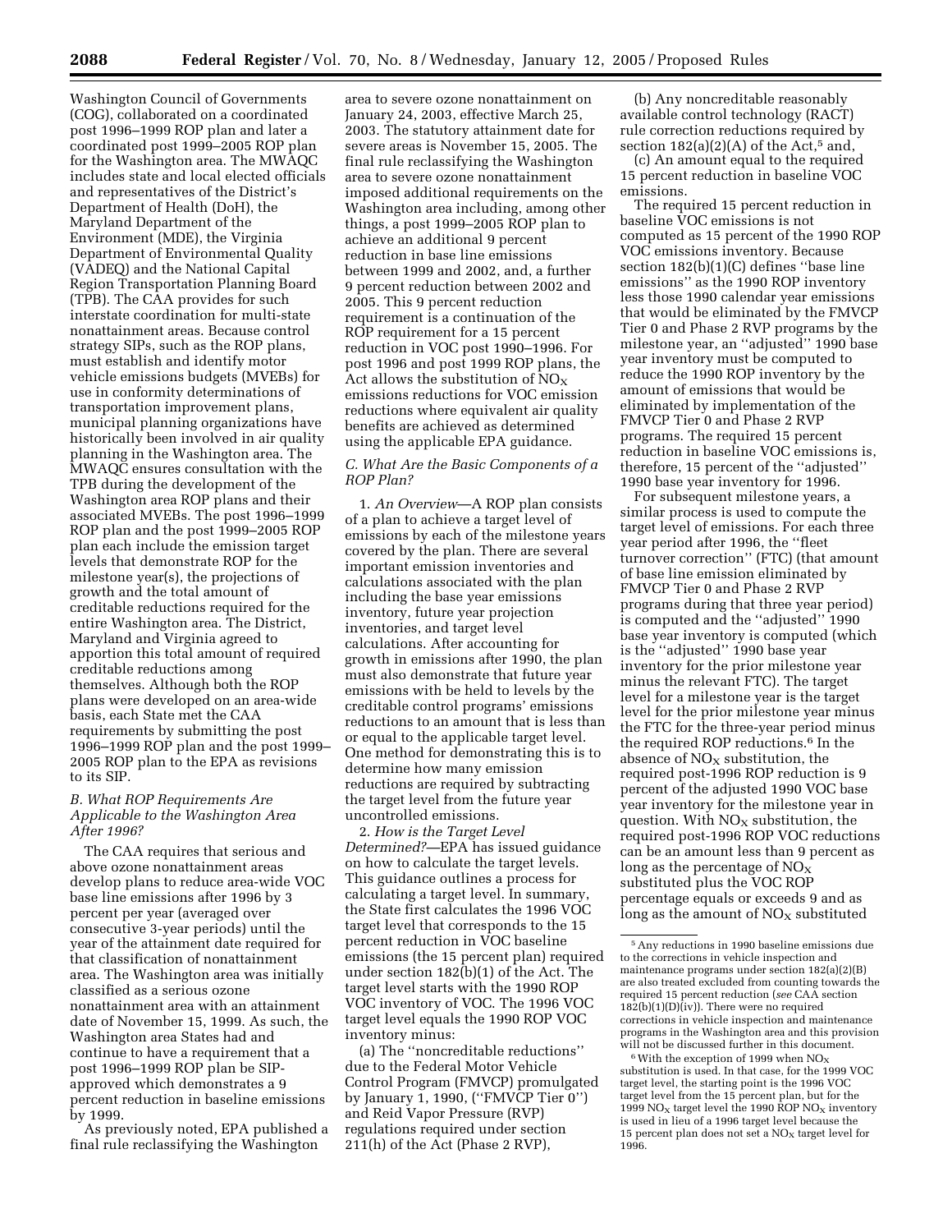Washington Council of Governments (COG), collaborated on a coordinated post 1996–1999 ROP plan and later a coordinated post 1999–2005 ROP plan for the Washington area. The MWAQC includes state and local elected officials and representatives of the District's Department of Health (DoH), the Maryland Department of the Environment (MDE), the Virginia Department of Environmental Quality (VADEQ) and the National Capital Region Transportation Planning Board (TPB). The CAA provides for such interstate coordination for multi-state nonattainment areas. Because control strategy SIPs, such as the ROP plans, must establish and identify motor vehicle emissions budgets (MVEBs) for use in conformity determinations of transportation improvement plans, municipal planning organizations have historically been involved in air quality planning in the Washington area. The MWAQC ensures consultation with the TPB during the development of the Washington area ROP plans and their associated MVEBs. The post 1996–1999 ROP plan and the post 1999–2005 ROP plan each include the emission target levels that demonstrate ROP for the milestone year(s), the projections of growth and the total amount of creditable reductions required for the entire Washington area. The District, Maryland and Virginia agreed to apportion this total amount of required creditable reductions among themselves. Although both the ROP plans were developed on an area-wide basis, each State met the CAA requirements by submitting the post 1996–1999 ROP plan and the post 1999–2005 ROP plan to the EPA as revisions to its SIP.

### *B. What ROP Requirements Are Applicable to the Washington Area After 1996?*

The CAA requires that serious and above ozone nonattainment areas develop plans to reduce area-wide VOC base line emissions after 1996 by 3 percent per year (averaged over consecutive 3-year periods) until the year of the attainment date required for that classification of nonattainment area. The Washington area was initially classified as a serious ozone nonattainment area with an attainment date of November 15, 1999. As such, the Washington area States had and continue to have a requirement that a post 1996–1999 ROP plan be SIP-approved which demonstrates a 9 percent reduction in baseline emissions by 1999.

As previously noted, EPA published a final rule reclassifying the Washington area to severe ozone nonattainment on January 24, 2003, effective March 25, 2003. The statutory attainment date for severe areas is November 15, 2005. The final rule reclassifying the Washington area to severe ozone nonattainment imposed additional requirements on the Washington area including, among other things, a post 1999–2005 ROP plan to achieve an additional 9 percent reduction in base line emissions between 1999 and 2002, and, a further 9 percent reduction between 2002 and 2005. This 9 percent reduction requirement is a continuation of the ROP requirement for a 15 percent reduction in VOC post 1990–1996. For post 1996 and post 1999 ROP plans, the Act allows the substitution of $NO_X$ emissions reductions for VOC emission reductions where equivalent air quality benefits are achieved as determined using the applicable EPA guidance.

### *C. What Are the Basic Components of a ROP Plan?*

1. *An Overview*—A ROP plan consists of a plan to achieve a target level of emissions by each of the milestone years covered by the plan. There are several important emission inventories and calculations associated with the plan including the base year emissions inventory, future year projection inventories, and target level calculations. After accounting for growth in emissions after 1990, the plan must also demonstrate that future year emissions with be held to levels by the creditable control programs' emissions reductions to an amount that is less than or equal to the applicable target level. One method for demonstrating this is to determine how many emission reductions are required by subtracting the target level from the future year uncontrolled emissions.

2. *How is the Target Level Determined?*—EPA has issued guidance on how to calculate the target levels. This guidance outlines a process for calculating a target level. In summary, the State first calculates the 1996 VOC target level that corresponds to the 15 percent reduction in VOC baseline emissions (the 15 percent plan) required under section 182(b)(1) of the Act. The target level starts with the 1990 ROP VOC inventory of VOC. The 1996 VOC target level equals the 1990 ROP VOC inventory minus:

(a) The ''noncreditable reductions'' due to the Federal Motor Vehicle Control Program (FMVCP) promulgated by January 1, 1990, (''FMVCP Tier 0'') and Reid Vapor Pressure (RVP) regulations required under section 211(h) of the Act (Phase 2 RVP),

(b) Any noncreditable reasonably available control technology (RACT) rule correction reductions required by section 182(a)(2)(A) of the Act,[5] and,

(c) An amount equal to the required 15 percent reduction in baseline VOC emissions.

The required 15 percent reduction in baseline VOC emissions is not computed as 15 percent of the 1990 ROP VOC emissions inventory. Because section 182(b)(1)(C) defines ''base line emissions'' as the 1990 ROP inventory less those 1990 calendar year emissions that would be eliminated by the FMVCP Tier 0 and Phase 2 RVP programs by the milestone year, an ''adjusted'' 1990 base year inventory must be computed to reduce the 1990 ROP inventory by the amount of emissions that would be eliminated by implementation of the FMVCP Tier 0 and Phase 2 RVP programs. The required 15 percent reduction in baseline VOC emissions is, therefore, 15 percent of the ''adjusted'' 1990 base year inventory for 1996.

For subsequent milestone years, a similar process is used to compute the target level of emissions. For each three year period after 1996, the ''fleet turnover correction'' (FTC) (that amount of base line emission eliminated by FMVCP Tier 0 and Phase 2 RVP programs during that three year period) is computed and the ''adjusted'' 1990 base year inventory is computed (which is the ''adjusted'' 1990 base year inventory for the prior milestone year minus the relevant FTC). The target level for a milestone year is the target level for the prior milestone year minus the FTC for the three-year period minus the required ROP reductions.[6] In the absence of $NO_X$ substitution, the required post-1996 ROP reduction is 9 percent of the adjusted 1990 VOC base year inventory for the milestone year in question. With $NO_X$ substitution, the required post-1996 ROP VOC reductions can be an amount less than 9 percent as long as the percentage of $NO_X$ substituted plus the VOC ROP percentage equals or exceeds 9 and as long as the amount of $NO_X$ substituted

---

[5] Any reductions in 1990 baseline emissions due to the corrections in vehicle inspection and maintenance programs under section 182(a)(2)(B) are also treated excluded from counting towards the required 15 percent reduction (*see* CAA section 182(b)(1)(D)(iv)). There were no required corrections in vehicle inspection and maintenance programs in the Washington area and this provision will not be discussed further in this document.

[6] With the exception of 1999 when $NO_X$ substitution is used. In that case, for the 1999 VOC target level, the starting point is the 1996 VOC target level from the 15 percent plan, but for the 1999 $NO_X$ target level the 1990 ROP $NO_X$ inventory is used in lieu of a 1996 target level because the 15 percent plan does not set a $NO_X$ target level for 1996.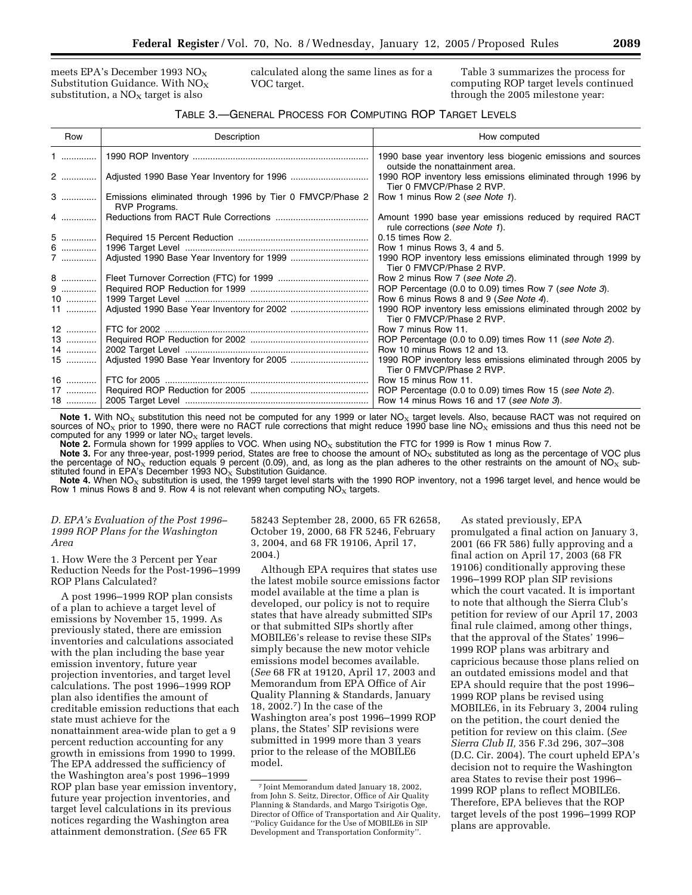meets EPA's December 1993 $NO_X$ Substitution Guidance. With $NO_X$ substitution, a $NO_X$ target is also calculated along the same lines as for a VOC target.

Table 3 summarizes the process for computing ROP target levels continued through the 2005 milestone year:

TABLE 3.—GENERAL PROCESS FOR COMPUTING ROP TARGET LEVELS

| Row | Description | How computed |
|---|---|---|
| 1 | 1990 ROP Inventory | 1990 base year inventory less biogenic emissions and sources outside the nonattainment area. |
| 2 | Adjusted 1990 Base Year Inventory for 1996 | 1990 ROP inventory less emissions eliminated through 1996 by Tier 0 FMVCP/Phase 2 RVP. |
| 3 | Emissions eliminated through 1996 by Tier 0 FMVCP/Phase 2 RVP Programs. | Row 1 minus Row 2 (*see Note 1*). |
| 4 | Reductions from RACT Rule Corrections | Amount 1990 base year emissions reduced by required RACT rule corrections (*see Note 1*). |
| 5 | Required 15 Percent Reduction | 0.15 times Row 2. |
| 6 | 1996 Target Level | Row 1 minus Rows 3, 4 and 5. |
| 7 | Adjusted 1990 Base Year Inventory for 1999 | 1990 ROP inventory less emissions eliminated through 1999 by Tier 0 FMVCP/Phase 2 RVP. |
| 8 | Fleet Turnover Correction (FTC) for 1999 | Row 2 minus Row 7 (*see Note 2*). |
| 9 | Required ROP Reduction for 1999 | ROP Percentage (0.0 to 0.09) times Row 7 (*see Note 3*). |
| 10 | 1999 Target Level | Row 6 minus Rows 8 and 9 (*See Note 4*). |
| 11 | Adjusted 1990 Base Year Inventory for 2002 | 1990 ROP inventory less emissions eliminated through 2002 by Tier 0 FMVCP/Phase 2 RVP. |
| 12 | FTC for 2002 | Row 7 minus Row 11. |
| 13 | Required ROP Reduction for 2002 | ROP Percentage (0.0 to 0.09) times Row 11 (*see Note 2*). |
| 14 | 2002 Target Level | Row 10 minus Rows 12 and 13. |
| 15 | Adjusted 1990 Base Year Inventory for 2005 | 1990 ROP inventory less emissions eliminated through 2005 by Tier 0 FMVCP/Phase 2 RVP. |
| 16 | FTC for 2005 | Row 15 minus Row 11. |
| 17 | Required ROP Reduction for 2005 | ROP Percentage (0.0 to 0.09) times Row 15 (*see Note 2*). |
| 18 | 2005 Target Level | Row 14 minus Rows 16 and 17 (*see Note 3*). |

**Note 1.** With $NO_X$ substitution this need not be computed for any 1999 or later $NO_X$ target levels. Also, because RACT was not required on sources of $NO_X$ prior to 1990, there were no RACT rule corrections that might reduce 1990 base line $NO_X$ emissions and thus this need not be computed for any 1999 or later $NO_X$ target levels.

**Note 2.** Formula shown for 1999 applies to VOC. When using $NO_X$ substitution the FTC for 1999 is Row 1 minus Row 7.

**Note 3.** For any three-year, post-1999 period, States are free to choose the amount of $NO_X$ substituted as long as the percentage of VOC plus the percentage of $NO_X$ reduction equals 9 percent (0.09), and, as long as the plan adheres to the other restraints on the amount of $NO_X$ substituted found in EPA's December 1993 $NO_X$ Substitution Guidance.

**Note 4.** When $NO_X$ substitution is used, the 1999 target level starts with the 1990 ROP inventory, not a 1996 target level, and hence would be Row 1 minus Rows 8 and 9. Row 4 is not relevant when computing $NO_X$ targets.

### *D. EPA's Evaluation of the Post 1996–1999 ROP Plans for the Washington Area*

1. How Were the 3 Percent per Year Reduction Needs for the Post-1996–1999 ROP Plans Calculated?

A post 1996–1999 ROP plan consists of a plan to achieve a target level of emissions by November 15, 1999. As previously stated, there are emission inventories and calculations associated with the plan including the base year emission inventory, future year projection inventories, and target level calculations. The post 1996–1999 ROP plan also identifies the amount of creditable emission reductions that each state must achieve for the nonattainment area-wide plan to get a 9 percent reduction accounting for any growth in emissions from 1990 to 1999. The EPA addressed the sufficiency of the Washington area's post 1996–1999 ROP plan base year emission inventory, future year projection inventories, and target level calculations in its previous notices regarding the Washington area attainment demonstration. (*See* 65 FR 58243 September 28, 2000, 65 FR 62658, October 19, 2000, 68 FR 5246, February 3, 2004, and 68 FR 19106, April 17, 2004.)

Although EPA requires that states use the latest mobile source emissions factor model available at the time a plan is developed, our policy is not to require states that have already submitted SIPs or that submitted SIPs shortly after MOBILE6's release to revise these SIPs simply because the new motor vehicle emissions model becomes available. (*See* 68 FR at 19120, April 17, 2003 and Memorandum from EPA Office of Air Quality Planning & Standards, January 18, 2002.[7]) In the case of the Washington area's post 1996–1999 ROP plans, the States' SIP revisions were submitted in 1999 more than 3 years prior to the release of the MOBILE6 model.

As stated previously, EPA promulgated a final action on January 3, 2001 (66 FR 586) fully approving and a final action on April 17, 2003 (68 FR 19106) conditionally approving these 1996–1999 ROP plan SIP revisions which the court vacated. It is important to note that although the Sierra Club's petition for review of our April 17, 2003 final rule claimed, among other things, that the approval of the States' 1996–1999 ROP plans was arbitrary and capricious because those plans relied on an outdated emissions model and that EPA should require that the post 1996–1999 ROP plans be revised using MOBILE6, in its February 3, 2004 ruling on the petition, the court denied the petition for review on this claim. (*See Sierra Club II,* 356 F.3d 296, 307–308 (D.C. Cir. 2004). The court upheld EPA's decision not to require the Washington area States to revise their post 1996–1999 ROP plans to reflect MOBILE6. Therefore, EPA believes that the ROP target levels of the post 1996–1999 ROP plans are approvable.

[7] Joint Memorandum dated January 18, 2002, from John S. Seitz, Director, Office of Air Quality Planning & Standards, and Margo Tsirigotis Oge, Director of Office of Transportation and Air Quality, ''Policy Guidance for the Use of MOBILE6 in SIP Development and Transportation Conformity''.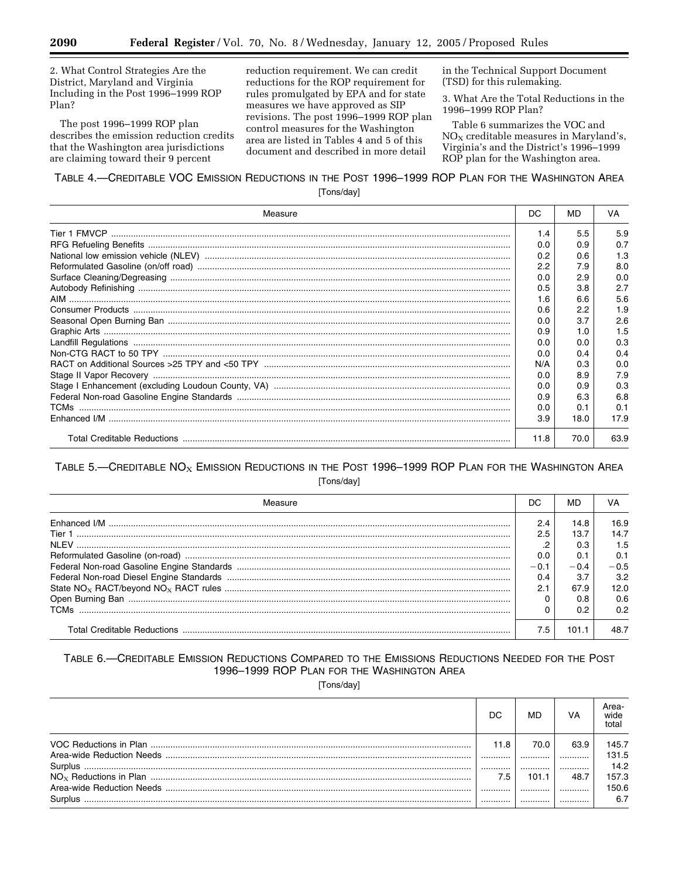2. What Control Strategies Are the District, Maryland and Virginia Including in the Post 1996–1999 ROP Plan?

The post 1996–1999 ROP plan describes the emission reduction credits that the Washington area jurisdictions are claiming toward their 9 percent reduction requirement. We can credit reductions for the ROP requirement for rules promulgated by EPA and for state measures we have approved as SIP revisions. The post 1996–1999 ROP plan control measures for the Washington area are listed in Tables 4 and 5 of this document and described in more detail in the Technical Support Document (TSD) for this rulemaking.

3. What Are the Total Reductions in the 1996–1999 ROP Plan?

Table 6 summarizes the VOC and $NO_X$ creditable measures in Maryland's, Virginia's and the District's 1996–1999 ROP plan for the Washington area.

TABLE 4.—CREDITABLE VOC EMISSION REDUCTIONS IN THE POST 1996–1999 ROP PLAN FOR THE WASHINGTON AREA

[Tons/day]

| Measure | DC | MD | VA |
|---|---|---|---|
| Tier 1 FMVCP | 1.4 | 5.5 | 5.9 |
| RFG Refueling Benefits | 0.0 | 0.9 | 0.7 |
| National low emission vehicle (NLEV) | 0.2 | 0.6 | 1.3 |
| Reformulated Gasoline (on/off road) | 2.2 | 7.9 | 8.0 |
| Surface Cleaning/Degreasing | 0.0 | 2.9 | 0.0 |
| Autobody Refinishing | 0.5 | 3.8 | 2.7 |
| AIM | 1.6 | 6.6 | 5.6 |
| Consumer Products | 0.6 | 2.2 | 1.9 |
| Seasonal Open Burning Ban | 0.0 | 3.7 | 2.6 |
| Graphic Arts | 0.9 | 1.0 | 1.5 |
| Landfill Regulations | 0.0 | 0.0 | 0.3 |
| Non-CTG RACT to 50 TPY | 0.0 | 0.4 | 0.4 |
| RACT on Additional Sources >25 TPY and <50 TPY | N/A | 0.3 | 0.0 |
| Stage II Vapor Recovery | 0.0 | 8.9 | 7.9 |
| Stage I Enhancement (excluding Loudoun County, VA) | 0.0 | 0.9 | 0.3 |
| Federal Non-road Gasoline Engine Standards | 0.9 | 6.3 | 6.8 |
| TCMs | 0.0 | 0.1 | 0.1 |
| Enhanced I/M | 3.9 | 18.0 | 17.9 |
| Total Creditable Reductions | 11.8 | 70.0 | 63.9 |

TABLE 5.—CREDITABLE $NO_X$ EMISSION REDUCTIONS IN THE POST 1996–1999 ROP PLAN FOR THE WASHINGTON AREA

[Tons/day]

| Measure | DC | MD | VA |
|---|---|---|---|
| Enhanced I/M | 2.4 | 14.8 | 16.9 |
| Tier 1 | 2.5 | 13.7 | 14.7 |
| NLEV | .2 | 0.3 | 1.5 |
| Reformulated Gasoline (on-road) | 0.0 | 0.1 | 0.1 |
| Federal Non-road Gasoline Engine Standards | −0.1 | −0.4 | −0.5 |
| Federal Non-road Diesel Engine Standards | 0.4 | 3.7 | 3.2 |
| State $NO_X$ RACT/beyond $NO_X$ RACT rules | 2.1 | 67.9 | 12.0 |
| Open Burning Ban | 0 | 0.8 | 0.6 |
| TCMs | 0 | 0.2 | 0.2 |
| Total Creditable Reductions | 7.5 | 101.1 | 48.7 |

TABLE 6.—CREDITABLE EMISSION REDUCTIONS COMPARED TO THE EMISSIONS REDUCTIONS NEEDED FOR THE POST 1996–1999 ROP PLAN FOR THE WASHINGTON AREA

[Tons/day]

| | DC | MD | VA | Area-wide total |
|---|---|---|---|---|
| VOC Reductions in Plan | 11.8 | 70.0 | 63.9 | 145.7 |
| Area-wide Reduction Needs | ............ | ............ | ............ | 131.5 |
| Surplus | ............ | ............ | ............ | 14.2 |
| $NO_X$ Reductions in Plan | 7.5 | 101.1 | 48.7 | 157.3 |
| Area-wide Reduction Needs | ............ | ............ | ............ | 150.6 |
| Surplus | ............ | ............ | ............ | 6.7 |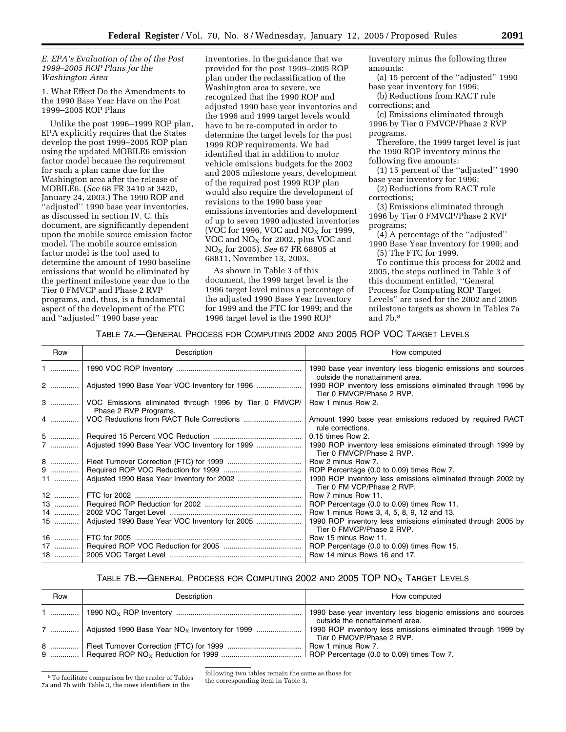### E. EPA's Evaluation of the of the Post 1999–2005 ROP Plans for the Washington Area

1. What Effect Do the Amendments to the 1990 Base Year Have on the Post 1999–2005 ROP Plans

Unlike the post 1996–1999 ROP plan, EPA explicitly requires that the States develop the post 1999–2005 ROP plan using the updated MOBILE6 emission factor model because the requirement for such a plan came due for the Washington area after the release of MOBILE6. (*See* 68 FR 3410 at 3420, January 24, 2003.) The 1990 ROP and ''adjusted'' 1990 base year inventories, as discussed in section IV. C. this document, are significantly dependent upon the mobile source emission factor model. The mobile source emission factor model is the tool used to determine the amount of 1990 baseline emissions that would be eliminated by the pertinent milestone year due to the Tier 0 FMVCP and Phase 2 RVP programs, and, thus, is a fundamental aspect of the development of the FTC and ''adjusted'' 1990 base year inventories. In the guidance that we provided for the post 1999–2005 ROP plan under the reclassification of the Washington area to severe, we recognized that the 1990 ROP and adjusted 1990 base year inventories and the 1996 and 1999 target levels would have to be re-computed in order to determine the target levels for the post 1999 ROP requirements. We had identified that in addition to motor vehicle emissions budgets for the 2002 and 2005 milestone years, development of the required post 1999 ROP plan would also require the development of revisions to the 1990 base year emissions inventories and development of up to seven 1990 adjusted inventories (VOC for 1996, VOC and $NO_X$ for 1999, VOC and $NO_X$ for 2002, plus VOC and $NO_X$ for 2005). *See* 67 FR 68805 at 68811, November 13, 2003.

As shown in Table 3 of this document, the 1999 target level is the 1996 target level minus a percentage of the adjusted 1990 Base Year Inventory for 1999 and the FTC for 1999; and the 1996 target level is the 1990 ROP Inventory minus the following three amounts:

(a) 15 percent of the ''adjusted'' 1990 base year inventory for 1996;

(b) Reductions from RACT rule corrections; and

(c) Emissions eliminated through 1996 by Tier 0 FMVCP/Phase 2 RVP programs.

Therefore, the 1999 target level is just the 1990 ROP inventory minus the following five amounts:

(1) 15 percent of the ''adjusted'' 1990 base year inventory for 1996;

(2) Reductions from RACT rule corrections;

(3) Emissions eliminated through 1996 by Tier 0 FMVCP/Phase 2 RVP programs;

(4) A percentage of the ''adjusted'' 1990 Base Year Inventory for 1999; and

(5) The FTC for 1999.

To continue this process for 2002 and 2005, the steps outlined in Table 3 of this document entitled, ''General Process for Computing ROP Target Levels'' are used for the 2002 and 2005 milestone targets as shown in Tables 7a and 7b.[8]

TABLE 7A.—GENERAL PROCESS FOR COMPUTING 2002 AND 2005 ROP VOC TARGET LEVELS

| Row | Description | How computed |
|---|---|---|
| 1 | 1990 VOC ROP Inventory | 1990 base year inventory less biogenic emissions and sources outside the nonattainment area. |
| 2 | Adjusted 1990 Base Year VOC Inventory for 1996 | 1990 ROP inventory less emissions eliminated through 1996 by Tier 0 FMVCP/Phase 2 RVP. |
| 3 | VOC Emissions eliminated through 1996 by Tier 0 FMVCP/ Phase 2 RVP Programs. | Row 1 minus Row 2. |
| 4 | VOC Reductions from RACT Rule Corrections | Amount 1990 base year emissions reduced by required RACT rule corrections. |
| 5 | Required 15 Percent VOC Reduction | 0.15 times Row 2. |
| 7 | Adjusted 1990 Base Year VOC Inventory for 1999 | 1990 ROP inventory less emissions eliminated through 1999 by Tier 0 FMVCP/Phase 2 RVP. |
| 8 | Fleet Turnover Correction (FTC) for 1999 | Row 2 minus Row 7. |
| 9 | Required ROP VOC Reduction for 1999 | ROP Percentage (0.0 to 0.09) times Row 7. |
| 11 | Adjusted 1990 Base Year Inventory for 2002 | 1990 ROP inventory less emissions eliminated through 2002 by Tier 0 FM VCP/Phase 2 RVP. |
| 12 | FTC for 2002 | Row 7 minus Row 11. |
| 13 | Required ROP Reduction for 2002 | ROP Percentage (0.0 to 0.09) times Row 11. |
| 14 | 2002 VOC Target Level | Row 1 minus Rows 3, 4, 5, 8, 9, 12 and 13. |
| 15 | Adjusted 1990 Base Year VOC Inventory for 2005 | 1990 ROP inventory less emissions eliminated through 2005 by Tier 0 FMVCP/Phase 2 RVP. |
| 16 | FTC for 2005 | Row 15 minus Row 11. |
| 17 | Required ROP VOC Reduction for 2005 | ROP Percentage (0.0 to 0.09) times Row 15. |
| 18 | 2005 VOC Target Level | Row 14 minus Rows 16 and 17. |

TABLE 7B.—GENERAL PROCESS FOR COMPUTING 2002 AND 2005 TOP $NO_X$ TARGET LEVELS

| Row | Description | How computed |
|---|---|---|
| 1 | 1990 $NO_X$ ROP Inventory | 1990 base year inventory less biogenic emissions and sources outside the nonattainment area. |
| 7 | Adjusted 1990 Base Year $NO_X$ Inventory for 1999 | 1990 ROP inventory less emissions eliminated through 1999 by Tier 0 FMCVP/Phase 2 RVP. |
| 8 | Fleet Turnover Correction (FTC) for 1999 | Row 1 minus Row 7. |
| 9 | Required ROP $NO_X$ Reduction for 1999 | ROP Percentage (0.0 to 0.09) times Tow 7. |

[8] To facilitate comparison by the reader of Tables 7a and 7b with Table 3, the rows identifiers in the following two tables remain the same as those for the corresponding item in Table 3.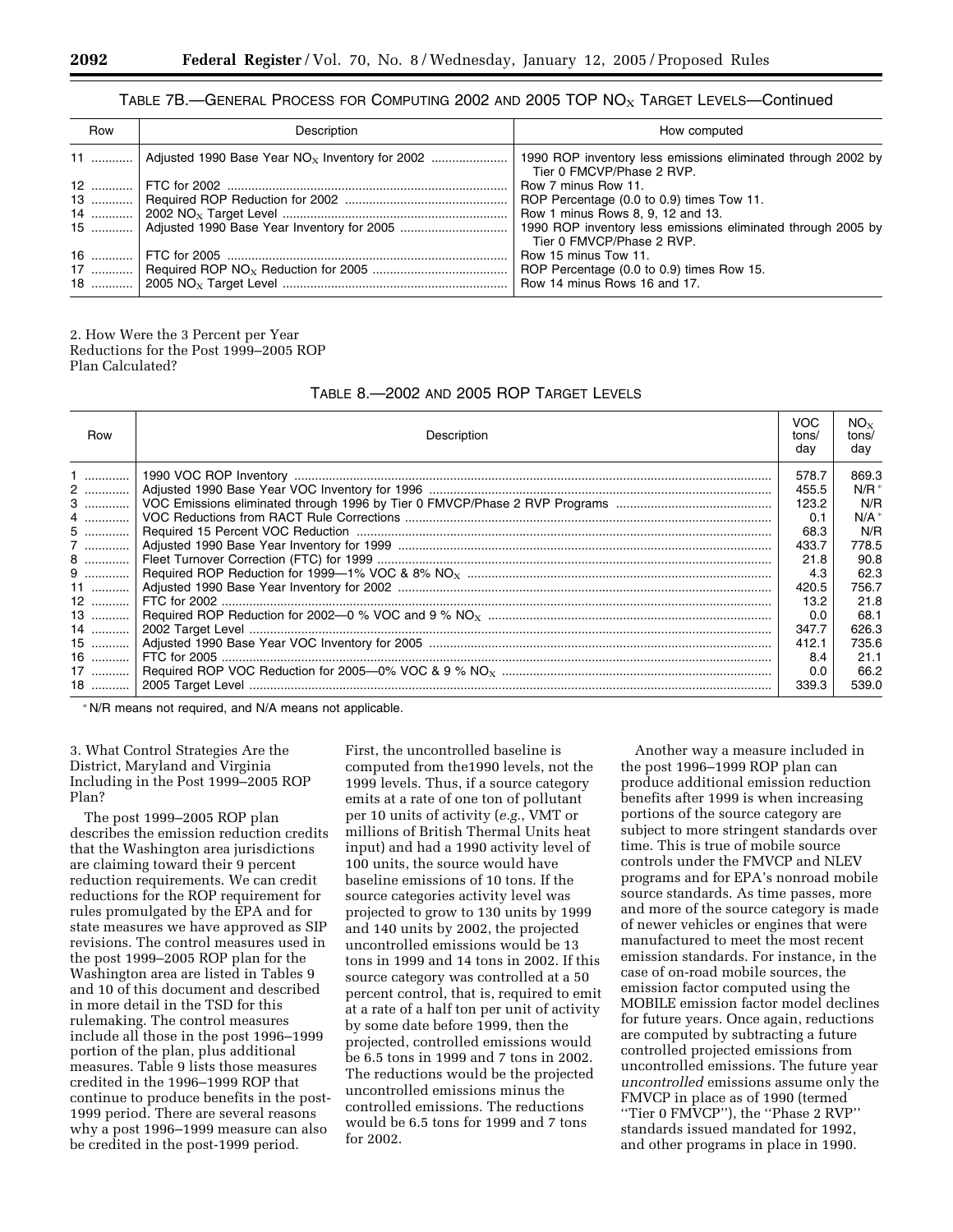TABLE 7B.—GENERAL PROCESS FOR COMPUTING 2002 AND 2005 TOP $NO_X$ TARGET LEVELS—Continued

| Row | Description | How computed |
|---|---|---|
| 11 | Adjusted 1990 Base Year $NO_X$ Inventory for 2002 | 1990 ROP inventory less emissions eliminated through 2002 by Tier 0 FMCVP/Phase 2 RVP. |
| 12 | FTC for 2002 | Row 7 minus Row 11. |
| 13 | Required ROP Reduction for 2002 | ROP Percentage (0.0 to 0.9) times Tow 11. |
| 14 | 2002 $NO_X$ Target Level | Row 1 minus Rows 8, 9, 12 and 13. |
| 15 | Adjusted 1990 Base Year Inventory for 2005 | 1990 ROP inventory less emissions eliminated through 2005 by Tier 0 FMVCP/Phase 2 RVP. |
| 16 | FTC for 2005 | Row 15 minus Tow 11. |
| 17 | Required ROP $NO_X$ Reduction for 2005 | ROP Percentage (0.0 to 0.9) times Row 15. |
| 18 | 2005 $NO_X$ Target Level | Row 14 minus Rows 16 and 17. |

2. How Were the 3 Percent per Year Reductions for the Post 1999–2005 ROP Plan Calculated?

TABLE 8.—2002 AND 2005 ROP TARGET LEVELS

| Row | Description | VOC tons/day | $NO_X$ tons/day |
|---|---|---|---|
| 1 | 1990 VOC ROP Inventory | 578.7 | 869.3 |
| 2 | Adjusted 1990 Base Year VOC Inventory for 1996 | 455.5 | N/R * |
| 3 | VOC Emissions eliminated through 1996 by Tier 0 FMVCP/Phase 2 RVP Programs | 123.2 | N/R |
| 4 | VOC Reductions from RACT Rule Corrections | 0.1 | N/A * |
| 5 | Required 15 Percent VOC Reduction | 68.3 | N/R |
| 7 | Adjusted 1990 Base Year Inventory for 1999 | 433.7 | 778.5 |
| 8 | Fleet Turnover Correction (FTC) for 1999 | 21.8 | 90.8 |
| 9 | Required ROP Reduction for 1999—1% VOC & 8% $NO_X$ | 4.3 | 62.3 |
| 11 | Adjusted 1990 Base Year Inventory for 2002 | 420.5 | 756.7 |
| 12 | FTC for 2002 | 13.2 | 21.8 |
| 13 | Required ROP Reduction for 2002—0 % VOC and 9 % $NO_X$ | 0.0 | 68.1 |
| 14 | 2002 Target Level | 347.7 | 626.3 |
| 15 | Adjusted 1990 Base Year VOC Inventory for 2005 | 412.1 | 735.6 |
| 16 | FTC for 2005 | 8.4 | 21.1 |
| 17 | Required ROP VOC Reduction for 2005—0% VOC & 9 % $NO_X$ | 0.0 | 66.2 |
| 18 | 2005 Target Level | 339.3 | 539.0 |

* N/R means not required, and N/A means not applicable.

3. What Control Strategies Are the District, Maryland and Virginia Including in the Post 1999–2005 ROP Plan?

The post 1999–2005 ROP plan describes the emission reduction credits that the Washington area jurisdictions are claiming toward their 9 percent reduction requirements. We can credit reductions for the ROP requirement for rules promulgated by the EPA and for state measures we have approved as SIP revisions. The control measures used in the post 1999–2005 ROP plan for the Washington area are listed in Tables 9 and 10 of this document and described in more detail in the TSD for this rulemaking. The control measures include all those in the post 1996–1999 portion of the plan, plus additional measures. Table 9 lists those measures credited in the 1996–1999 ROP that continue to produce benefits in the post-1999 period. There are several reasons why a post 1996–1999 measure can also be credited in the post-1999 period. First, the uncontrolled baseline is computed from the1990 levels, not the 1999 levels. Thus, if a source category emits at a rate of one ton of pollutant per 10 units of activity (*e.g.,* VMT or millions of British Thermal Units heat input) and had a 1990 activity level of 100 units, the source would have baseline emissions of 10 tons. If the source categories activity level was projected to grow to 130 units by 1999 and 140 units by 2002, the projected uncontrolled emissions would be 13 tons in 1999 and 14 tons in 2002. If this source category was controlled at a 50 percent control, that is, required to emit at a rate of a half ton per unit of activity by some date before 1999, then the projected, controlled emissions would be 6.5 tons in 1999 and 7 tons in 2002. The reductions would be the projected uncontrolled emissions minus the controlled emissions. The reductions would be 6.5 tons for 1999 and 7 tons for 2002.

Another way a measure included in the post 1996–1999 ROP plan can produce additional emission reduction benefits after 1999 is when increasing portions of the source category are subject to more stringent standards over time. This is true of mobile source controls under the FMVCP and NLEV programs and for EPA's nonroad mobile source standards. As time passes, more and more of the source category is made of newer vehicles or engines that were manufactured to meet the most recent emission standards. For instance, in the case of on-road mobile sources, the emission factor computed using the MOBILE emission factor model declines for future years. Once again, reductions are computed by subtracting a future controlled projected emissions from uncontrolled emissions. The future year *uncontrolled* emissions assume only the FMVCP in place as of 1990 (termed ''Tier 0 FMVCP''), the ''Phase 2 RVP'' standards issued mandated for 1992, and other programs in place in 1990.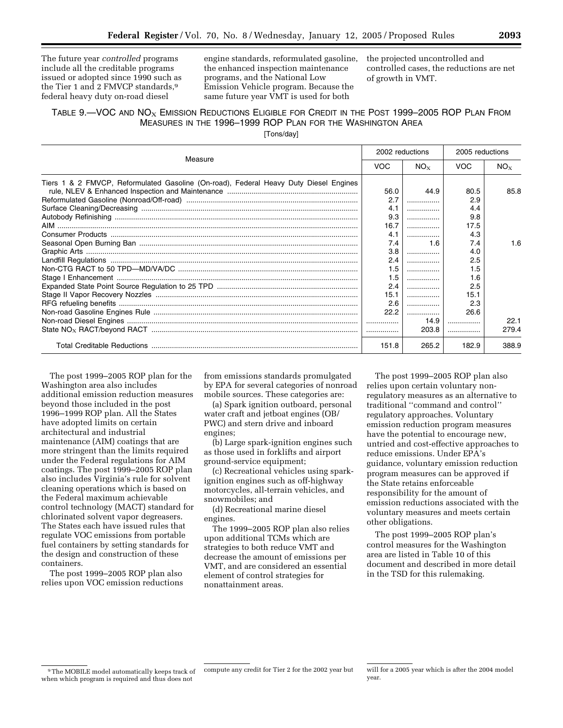The future year *controlled* programs include all the creditable programs issued or adopted since 1990 such as the Tier 1 and 2 FMVCP standards,[9] federal heavy duty on-road diesel engine standards, reformulated gasoline, the enhanced inspection maintenance programs, and the National Low Emission Vehicle program. Because the same future year VMT is used for both the projected uncontrolled and controlled cases, the reductions are net of growth in VMT.

TABLE 9.—VOC AND $NO_X$ EMISSION REDUCTIONS ELIGIBLE FOR CREDIT IN THE POST 1999–2005 ROP PLAN FROM MEASURES IN THE 1996–1999 ROP PLAN FOR THE WASHINGTON AREA

[Tons/day]

| Measure | 2002 reductions | | 2005 reductions | |
|---|---|---|---|---|
| | VOC | $NO_X$ | VOC | $NO_X$ |
| Tiers 1 & 2 FMVCP, Reformulated Gasoline (On-road), Federal Heavy Duty Diesel Engines rule, NLEV & Enhanced Inspection and Maintenance | 56.0 | 44.9 | 80.5 | 85.8 |
| Reformulated Gasoline (Nonroad/Off-road) | 2.7 | ................ | 2.9 | |
| Surface Cleaning/Decreasing | 4.1 | ................ | 4.4 | |
| Autobody Refinishing | 9.3 | ................ | 9.8 | |
| AIM | 16.7 | ................ | 17.5 | |
| Consumer Products | 4.1 | ................ | 4.3 | |
| Seasonal Open Burning Ban | 7.4 | 1.6 | 7.4 | 1.6 |
| Graphic Arts | 3.8 | ................ | 4.0 | |
| Landfill Regulations | 2.4 | ................ | 2.5 | |
| Non-CTG RACT to 50 TPD—MD/VA/DC | 1.5 | ................ | 1.5 | |
| Stage I Enhancement | 1.5 | ................ | 1.6 | |
| Expanded State Point Source Regulation to 25 TPD | 2.4 | ................ | 2.5 | |
| Stage II Vapor Recovery Nozzles | 15.1 | ................ | 15.1 | |
| RFG refueling benefits | 2.6 | ................ | 2.3 | |
| Non-road Gasoline Engines Rule | 22.2 | ................ | 26.6 | |
| Non-road Diesel Engines | ................ | 14.9 | ................ | 22.1 |
| State $NO_X$ RACT/beyond RACT | ................ | 203.8 | ................ | 279.4 |
| Total Creditable Reductions | 151.8 | 265.2 | 182.9 | 388.9 |

The post 1999–2005 ROP plan for the Washington area also includes additional emission reduction measures beyond those included in the post 1996–1999 ROP plan. All the States have adopted limits on certain architectural and industrial maintenance (AIM) coatings that are more stringent than the limits required under the Federal regulations for AIM coatings. The post 1999–2005 ROP plan also includes Virginia's rule for solvent cleaning operations which is based on the Federal maximum achievable control technology (MACT) standard for chlorinated solvent vapor degreasers. The States each have issued rules that regulate VOC emissions from portable fuel containers by setting standards for the design and construction of these containers.

The post 1999–2005 ROP plan also relies upon VOC emission reductions from emissions standards promulgated by EPA for several categories of nonroad mobile sources. These categories are:

(a) Spark ignition outboard, personal water craft and jetboat engines (OB/PWC) and stern drive and inboard engines;

(b) Large spark-ignition engines such as those used in forklifts and airport ground-service equipment;

(c) Recreational vehicles using spark-ignition engines such as off-highway motorcycles, all-terrain vehicles, and snowmobiles; and

(d) Recreational marine diesel engines.

The 1999–2005 ROP plan also relies upon additional TCMs which are strategies to both reduce VMT and decrease the amount of emissions per VMT, and are considered an essential element of control strategies for nonattainment areas.

The post 1999–2005 ROP plan also relies upon certain voluntary non-regulatory measures as an alternative to traditional ''command and control'' regulatory approaches. Voluntary emission reduction program measures have the potential to encourage new, untried and cost-effective approaches to reduce emissions. Under EPA's guidance, voluntary emission reduction program measures can be approved if the State retains enforceable responsibility for the amount of emission reductions associated with the voluntary measures and meets certain other obligations.

The post 1999–2005 ROP plan's control measures for the Washington area are listed in Table 10 of this document and described in more detail in the TSD for this rulemaking.

[9] The MOBILE model automatically keeps track of when which program is required and thus does not compute any credit for Tier 2 for the 2002 year but will for a 2005 year which is after the 2004 model year.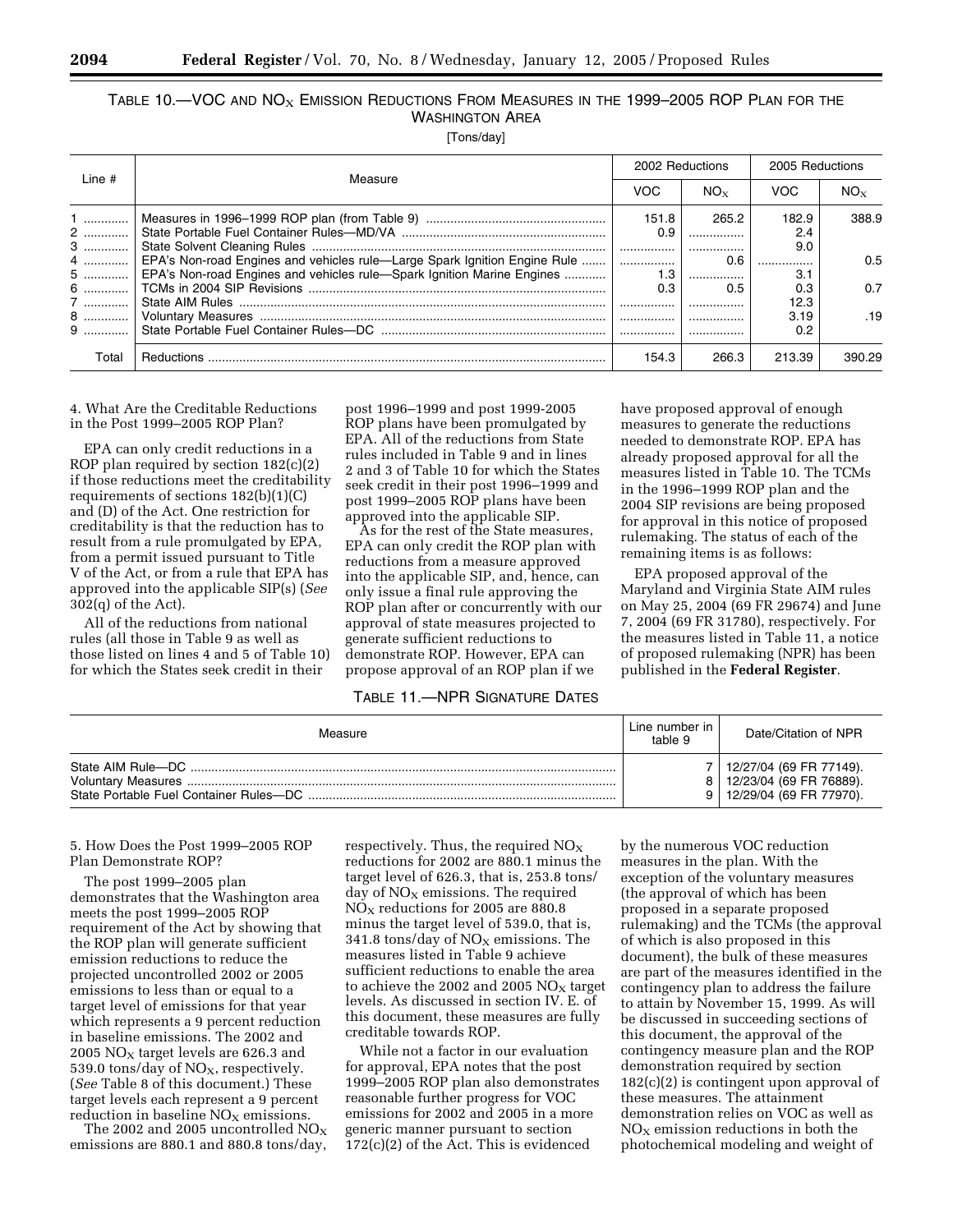TABLE 10.—VOC AND $NO_X$ EMISSION REDUCTIONS FROM MEASURES IN THE 1999–2005 ROP PLAN FOR THE WASHINGTON AREA

[Tons/day]

| Line # | Measure | 2002 Reductions | | 2005 Reductions | |
|---|---|---|---|---|---|
| | | VOC | $NO_X$ | VOC | $NO_X$ |
| 1 | Measures in 1996–1999 ROP plan (from Table 9) | 151.8 | 265.2 | 182.9 | 388.9 |
| 2 | State Portable Fuel Container Rules—MD/VA | 0.9 | | 2.4 | |
| 3 | State Solvent Cleaning Rules | | | 9.0 | |
| 4 | EPA's Non-road Engines and vehicles rule—Large Spark Ignition Engine Rule | | 0.6 | | 0.5 |
| 5 | EPA's Non-road Engines and vehicles rule—Spark Ignition Marine Engines | 1.3 | | 3.1 | |
| 6 | TCMs in 2004 SIP Revisions | 0.3 | 0.5 | 0.3 | 0.7 |
| 7 | State AIM Rules | | | 12.3 | |
| 8 | Voluntary Measures | | | 3.19 | .19 |
| 9 | State Portable Fuel Container Rules—DC | | | 0.2 | |
| Total | Reductions | 154.3 | 266.3 | 213.39 | 390.29 |

4. What Are the Creditable Reductions in the Post 1999–2005 ROP Plan?

EPA can only credit reductions in a ROP plan required by section 182(c)(2) if those reductions meet the creditability requirements of sections 182(b)(1)(C) and (D) of the Act. One restriction for creditability is that the reduction has to result from a rule promulgated by EPA, from a permit issued pursuant to Title V of the Act, or from a rule that EPA has approved into the applicable SIP(s) (*See* 302(q) of the Act).

All of the reductions from national rules (all those in Table 9 as well as those listed on lines 4 and 5 of Table 10) for which the States seek credit in their post 1996–1999 and post 1999-2005 ROP plans have been promulgated by EPA. All of the reductions from State rules included in Table 9 and in lines 2 and 3 of Table 10 for which the States seek credit in their post 1996–1999 and post 1999–2005 ROP plans have been approved into the applicable SIP.

As for the rest of the State measures, EPA can only credit the ROP plan with reductions from a measure approved into the applicable SIP, and, hence, can only issue a final rule approving the ROP plan after or concurrently with our approval of state measures projected to generate sufficient reductions to demonstrate ROP. However, EPA can propose approval of an ROP plan if we have proposed approval of enough measures to generate the reductions needed to demonstrate ROP. EPA has already proposed approval for all the measures listed in Table 10. The TCMs in the 1996–1999 ROP plan and the 2004 SIP revisions are being proposed for approval in this notice of proposed rulemaking. The status of each of the remaining items is as follows:

EPA proposed approval of the Maryland and Virginia State AIM rules on May 25, 2004 (69 FR 29674) and June 7, 2004 (69 FR 31780), respectively. For the measures listed in Table 11, a notice of proposed rulemaking (NPR) has been published in the **Federal Register**.

TABLE 11.—NPR SIGNATURE DATES

| Measure | Line number in table 9 | Date/Citation of NPR |
|---|---|---|
| State AIM Rule—DC | 7 | 12/27/04 (69 FR 77149). |
| Voluntary Measures | 8 | 12/23/04 (69 FR 76889). |
| State Portable Fuel Container Rules—DC | 9 | 12/29/04 (69 FR 77970). |

5. How Does the Post 1999–2005 ROP Plan Demonstrate ROP?

The post 1999–2005 plan demonstrates that the Washington area meets the post 1999–2005 ROP requirement of the Act by showing that the ROP plan will generate sufficient emission reductions to reduce the projected uncontrolled 2002 or 2005 emissions to less than or equal to a target level of emissions for that year which represents a 9 percent reduction in baseline emissions. The 2002 and 2005 $NO_X$ target levels are 626.3 and 539.0 tons/day of $NO_X$, respectively. (*See* Table 8 of this document.) These target levels each represent a 9 percent reduction in baseline $NO_X$ emissions.

The 2002 and 2005 uncontrolled $NO_X$ emissions are 880.1 and 880.8 tons/day, respectively. Thus, the required $NO_X$ reductions for 2002 are 880.1 minus the target level of 626.3, that is, 253.8 tons/day of $NO_X$ emissions. The required $NO_X$ reductions for 2005 are 880.8 minus the target level of 539.0, that is, 341.8 tons/day of $NO_X$ emissions. The measures listed in Table 9 achieve sufficient reductions to enable the area to achieve the 2002 and 2005 $NO_X$ target levels. As discussed in section IV. E. of this document, these measures are fully creditable towards ROP.

While not a factor in our evaluation for approval, EPA notes that the post 1999–2005 ROP plan also demonstrates reasonable further progress for VOC emissions for 2002 and 2005 in a more generic manner pursuant to section 172(c)(2) of the Act. This is evidenced by the numerous VOC reduction measures in the plan. With the exception of the voluntary measures (the approval of which has been proposed in a separate proposed rulemaking) and the TCMs (the approval of which is also proposed in this document), the bulk of these measures are part of the measures identified in the contingency plan to address the failure to attain by November 15, 1999. As will be discussed in succeeding sections of this document, the approval of the contingency measure plan and the ROP demonstration required by section 182(c)(2) is contingent upon approval of these measures. The attainment demonstration relies on VOC as well as $NO_X$ emission reductions in both the photochemical modeling and weight of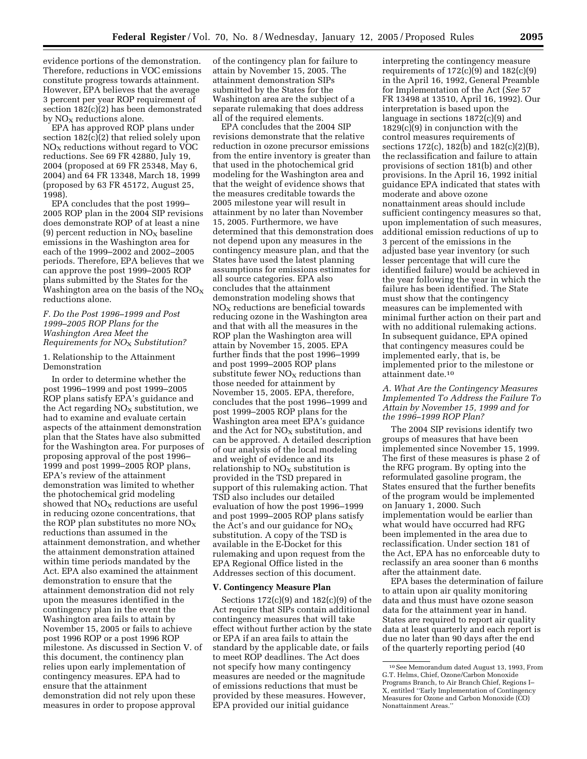evidence portions of the demonstration. Therefore, reductions in VOC emissions constitute progress towards attainment. However, EPA believes that the average 3 percent per year ROP requirement of section 182(c)(2) has been demonstrated by $NO_X$ reductions alone.

EPA has approved ROP plans under section 182(c)(2) that relied solely upon $NO_X$ reductions without regard to VOC reductions. See 69 FR 42880, July 19, 2004 (proposed at 69 FR 25348, May 6, 2004) and 64 FR 13348, March 18, 1999 (proposed by 63 FR 45172, August 25, 1998).

EPA concludes that the post 1999–2005 ROP plan in the 2004 SIP revisions does demonstrate ROP of at least a nine (9) percent reduction in $NO_X$ baseline emissions in the Washington area for each of the 1999–2002 and 2002–2005 periods. Therefore, EPA believes that we can approve the post 1999–2005 ROP plans submitted by the States for the Washington area on the basis of the $NO_X$ reductions alone.

### *F. Do the Post 1996–1999 and Post 1999–2005 ROP Plans for the Washington Area Meet the Requirements for $NO_X$ Substitution?*

1. Relationship to the Attainment Demonstration

In order to determine whether the post 1996–1999 and post 1999–2005 ROP plans satisfy EPA's guidance and the Act regarding $NO_X$ substitution, we had to examine and evaluate certain aspects of the attainment demonstration plan that the States have also submitted for the Washington area. For purposes of proposing approval of the post 1996–1999 and post 1999–2005 ROP plans, EPA's review of the attainment demonstration was limited to whether the photochemical grid modeling showed that $NO_X$ reductions are useful in reducing ozone concentrations, that the ROP plan substitutes no more $NO_X$ reductions than assumed in the attainment demonstration, and whether the attainment demonstration attained within time periods mandated by the Act. EPA also examined the attainment demonstration to ensure that the attainment demonstration did not rely upon the measures identified in the contingency plan in the event the Washington area fails to attain by November 15, 2005 or fails to achieve post 1996 ROP or a post 1996 ROP milestone. As discussed in Section V. of this document, the continency plan relies upon early implementation of contingency measures. EPA had to ensure that the attainment demonstration did not rely upon these measures in order to propose approval of the contingency plan for failure to attain by November 15, 2005. The attainment demonstration SIPs submitted by the States for the Washington area are the subject of a separate rulemaking that does address all of the required elements.

EPA concludes that the 2004 SIP revisions demonstrate that the relative reduction in ozone precursor emissions from the entire inventory is greater than that used in the photochemical grid modeling for the Washington area and that the weight of evidence shows that the measures creditable towards the 2005 milestone year will result in attainment by no later than November 15, 2005. Furthermore, we have determined that this demonstration does not depend upon any measures in the contingency measure plan, and that the States have used the latest planning assumptions for emissions estimates for all source categories. EPA also concludes that the attainment demonstration modeling shows that $NO_X$ reductions are beneficial towards reducing ozone in the Washington area and that with all the measures in the ROP plan the Washington area will attain by November 15, 2005. EPA further finds that the post 1996–1999 and post 1999–2005 ROP plans substitute fewer $NO_X$ reductions than those needed for attainment by November 15, 2005. EPA, therefore, concludes that the post 1996–1999 and post 1999–2005 ROP plans for the Washington area meet EPA's guidance and the Act for $NO_X$ substitution, and can be approved. A detailed description of our analysis of the local modeling and weight of evidence and its relationship to $NO_X$ substitution is provided in the TSD prepared in support of this rulemaking action. That TSD also includes our detailed evaluation of how the post 1996–1999 and post 1999–2005 ROP plans satisfy the Act's and our guidance for $NO_X$ substitution. A copy of the TSD is available in the E-Docket for this rulemaking and upon request from the EPA Regional Office listed in the Addresses section of this document.

## V. Contingency Measure Plan

Sections 172(c)(9) and 182(c)(9) of the Act require that SIPs contain additional contingency measures that will take effect without further action by the state or EPA if an area fails to attain the standard by the applicable date, or fails to meet ROP deadlines. The Act does not specify how many contingency measures are needed or the magnitude of emissions reductions that must be provided by these measures. However, EPA provided our initial guidance interpreting the contingency measure requirements of 172(c)(9) and 182(c)(9) in the April 16, 1992, General Preamble for Implementation of the Act (*See* 57 FR 13498 at 13510, April 16, 1992). Our interpretation is based upon the language in sections 1872(c)(9) and 1829(c)(9) in conjunction with the control measures requirements of sections 172(c), 182(b) and 182(c)(2)(B), the reclassification and failure to attain provisions of section 181(b) and other provisions. In the April 16, 1992 initial guidance EPA indicated that states with moderate and above ozone nonattainment areas should include sufficient contingency measures so that, upon implementation of such measures, additional emission reductions of up to 3 percent of the emissions in the adjusted base year inventory (or such lesser percentage that will cure the identified failure) would be achieved in the year following the year in which the failure has been identified. The State must show that the contingency measures can be implemented with minimal further action on their part and with no additional rulemaking actions. In subsequent guidance, EPA opined that contingency measures could be implemented early, that is, be implemented prior to the milestone or attainment date.[10]

### *A. What Are the Contingency Measures Implemented To Address the Failure To Attain by November 15, 1999 and for the 1996–1999 ROP Plan?*

The 2004 SIP revisions identify two groups of measures that have been implemented since November 15, 1999. The first of these measures is phase 2 of the RFG program. By opting into the reformulated gasoline program, the States ensured that the further benefits of the program would be implemented on January 1, 2000. Such implementation would be earlier than what would have occurred had RFG been implemented in the area due to reclassification. Under section 181 of the Act, EPA has no enforceable duty to reclassify an area sooner than 6 months after the attainment date.

EPA bases the determination of failure to attain upon air quality monitoring data and thus must have ozone season data for the attainment year in hand. States are required to report air quality data at least quarterly and each report is due no later than 90 days after the end of the quarterly reporting period (40

[10] See Memorandum dated August 13, 1993, From G.T. Helms, Chief, Ozone/Carbon Monoxide Programs Branch, to Air Branch Chief, Regions I–X, entitled "Early Implementation of Contingency Measures for Ozone and Carbon Monoxide (CO) Nonattainment Areas."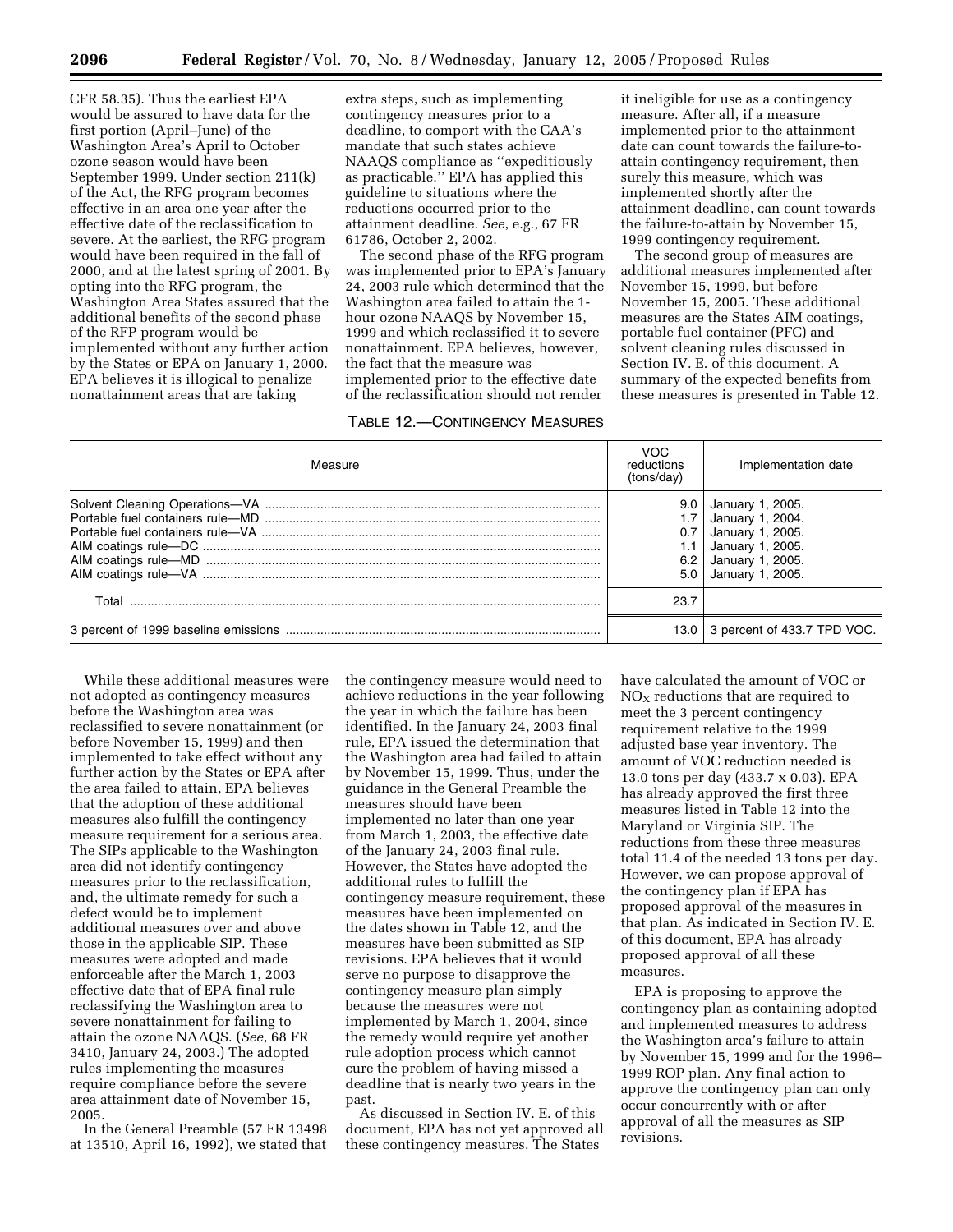CFR 58.35). Thus the earliest EPA would be assured to have data for the first portion (April–June) of the Washington Area's April to October ozone season would have been September 1999. Under section 211(k) of the Act, the RFG program becomes effective in an area one year after the effective date of the reclassification to severe. At the earliest, the RFG program would have been required in the fall of 2000, and at the latest spring of 2001. By opting into the RFG program, the Washington Area States assured that the additional benefits of the second phase of the RFP program would be implemented without any further action by the States or EPA on January 1, 2000. EPA believes it is illogical to penalize nonattainment areas that are taking extra steps, such as implementing contingency measures prior to a deadline, to comport with the CAA's mandate that such states achieve NAAQS compliance as ''expeditiously as practicable.'' EPA has applied this guideline to situations where the reductions occurred prior to the attainment deadline. *See*, e.g., 67 FR 61786, October 2, 2002.

The second phase of the RFG program was implemented prior to EPA's January 24, 2003 rule which determined that the Washington area failed to attain the 1-hour ozone NAAQS by November 15, 1999 and which reclassified it to severe nonattainment. EPA believes, however, the fact that the measure was implemented prior to the effective date of the reclassification should not render it ineligible for use as a contingency measure. After all, if a measure implemented prior to the attainment date can count towards the failure-to-attain contingency requirement, then surely this measure, which was implemented shortly after the attainment deadline, can count towards the failure-to-attain by November 15, 1999 contingency requirement.

The second group of measures are additional measures implemented after November 15, 1999, but before November 15, 2005. These additional measures are the States AIM coatings, portable fuel container (PFC) and solvent cleaning rules discussed in Section IV. E. of this document. A summary of the expected benefits from these measures is presented in Table 12.

TABLE 12.—CONTINGENCY MEASURES

| Measure | VOC reductions (tons/day) | Implementation date |
|---|---|---|
| Solvent Cleaning Operations—VA | 9.0 | January 1, 2005. |
| Portable fuel containers rule—MD | 1.7 | January 1, 2004. |
| Portable fuel containers rule—VA | 0.7 | January 1, 2005. |
| AIM coatings rule—DC | 1.1 | January 1, 2005. |
| AIM coatings rule—MD | 6.2 | January 1, 2005. |
| AIM coatings rule—VA | 5.0 | January 1, 2005. |
| Total | 23.7 | |
| 3 percent of 1999 baseline emissions | 13.0 | 3 percent of 433.7 TPD VOC. |

While these additional measures were not adopted as contingency measures before the Washington area was reclassified to severe nonattainment (or before November 15, 1999) and then implemented to take effect without any further action by the States or EPA after the area failed to attain, EPA believes that the adoption of these additional measures also fulfill the contingency measure requirement for a serious area. The SIPs applicable to the Washington area did not identify contingency measures prior to the reclassification, and, the ultimate remedy for such a defect would be to implement additional measures over and above those in the applicable SIP. These measures were adopted and made enforceable after the March 1, 2003 effective date that of EPA final rule reclassifying the Washington area to severe nonattainment for failing to attain the ozone NAAQS. (*See*, 68 FR 3410, January 24, 2003.) The adopted rules implementing the measures require compliance before the severe area attainment date of November 15, 2005.

In the General Preamble (57 FR 13498 at 13510, April 16, 1992), we stated that the contingency measure would need to achieve reductions in the year following the year in which the failure has been identified. In the January 24, 2003 final rule, EPA issued the determination that the Washington area had failed to attain by November 15, 1999. Thus, under the guidance in the General Preamble the measures should have been implemented no later than one year from March 1, 2003, the effective date of the January 24, 2003 final rule. However, the States have adopted the additional rules to fulfill the contingency measure requirement, these measures have been implemented on the dates shown in Table 12, and the measures have been submitted as SIP revisions. EPA believes that it would serve no purpose to disapprove the contingency measure plan simply because the measures were not implemented by March 1, 2004, since the remedy would require yet another rule adoption process which cannot cure the problem of having missed a deadline that is nearly two years in the past.

As discussed in Section IV. E. of this document, EPA has not yet approved all these contingency measures. The States have calculated the amount of VOC or $NO_X$ reductions that are required to meet the 3 percent contingency requirement relative to the 1999 adjusted base year inventory. The amount of VOC reduction needed is 13.0 tons per day (433.7 x 0.03). EPA has already approved the first three measures listed in Table 12 into the Maryland or Virginia SIP. The reductions from these three measures total 11.4 of the needed 13 tons per day. However, we can propose approval of the contingency plan if EPA has proposed approval of the measures in that plan. As indicated in Section IV. E. of this document, EPA has already proposed approval of all these measures.

EPA is proposing to approve the contingency plan as containing adopted and implemented measures to address the Washington area's failure to attain by November 15, 1999 and for the 1996–1999 ROP plan. Any final action to approve the contingency plan can only occur concurrently with or after approval of all the measures as SIP revisions.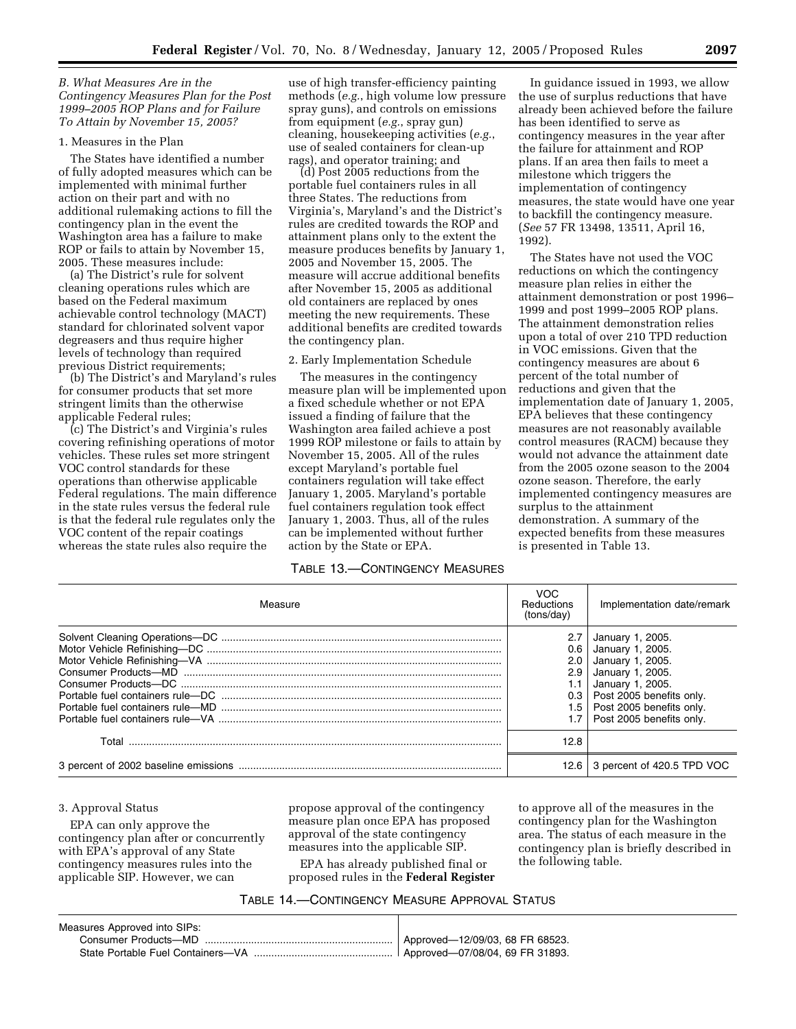### B. What Measures Are in the Contingency Measures Plan for the Post 1999–2005 ROP Plans and for Failure To Attain by November 15, 2005?

#### 1. Measures in the Plan

The States have identified a number of fully adopted measures which can be implemented with minimal further action on their part and with no additional rulemaking actions to fill the contingency plan in the event the Washington area has a failure to make ROP or fails to attain by November 15, 2005. These measures include:

(a) The District's rule for solvent cleaning operations rules which are based on the Federal maximum achievable control technology (MACT) standard for chlorinated solvent vapor degreasers and thus require higher levels of technology than required previous District requirements;

(b) The District's and Maryland's rules for consumer products that set more stringent limits than the otherwise applicable Federal rules;

(c) The District's and Virginia's rules covering refinishing operations of motor vehicles. These rules set more stringent VOC control standards for these operations than otherwise applicable Federal regulations. The main difference in the state rules versus the federal rule is that the federal rule regulates only the VOC content of the repair coatings whereas the state rules also require the use of high transfer-efficiency painting methods (*e.g.*, high volume low pressure spray guns), and controls on emissions from equipment (*e.g.*, spray gun) cleaning, housekeeping activities (*e.g.*, use of sealed containers for clean-up rags), and operator training; and

(d) Post 2005 reductions from the portable fuel containers rules in all three States. The reductions from Virginia's, Maryland's and the District's rules are credited towards the ROP and attainment plans only to the extent the measure produces benefits by January 1, 2005 and November 15, 2005. The measure will accrue additional benefits after November 15, 2005 as additional old containers are replaced by ones meeting the new requirements. These additional benefits are credited towards the contingency plan.

#### 2. Early Implementation Schedule

The measures in the contingency measure plan will be implemented upon a fixed schedule whether or not EPA issued a finding of failure that the Washington area failed achieve a post 1999 ROP milestone or fails to attain by November 15, 2005. All of the rules except Maryland's portable fuel containers regulation will take effect January 1, 2005. Maryland's portable fuel containers regulation took effect January 1, 2003. Thus, all of the rules can be implemented without further action by the State or EPA.

In guidance issued in 1993, we allow the use of surplus reductions that have already been achieved before the failure has been identified to serve as contingency measures in the year after the failure for attainment and ROP plans. If an area then fails to meet a milestone which triggers the implementation of contingency measures, the state would have one year to backfill the contingency measure. (*See* 57 FR 13498, 13511, April 16, 1992).

The States have not used the VOC reductions on which the contingency measure plan relies in either the attainment demonstration or post 1996–1999 and post 1999–2005 ROP plans. The attainment demonstration relies upon a total of over 210 TPD reduction in VOC emissions. Given that the contingency measures are about 6 percent of the total number of reductions and given that the implementation date of January 1, 2005, EPA believes that these contingency measures are not reasonably available control measures (RACM) because they would not advance the attainment date from the 2005 ozone season to the 2004 ozone season. Therefore, the early implemented contingency measures are surplus to the attainment demonstration. A summary of the expected benefits from these measures is presented in Table 13.

TABLE 13.—CONTINGENCY MEASURES

| Measure | VOC Reductions (tons/day) | Implementation date/remark |
|---|---|---|
| Solvent Cleaning Operations—DC | 2.7 | January 1, 2005. |
| Motor Vehicle Refinishing—DC | 0.6 | January 1, 2005. |
| Motor Vehicle Refinishing—VA | 2.0 | January 1, 2005. |
| Consumer Products—MD | 2.9 | January 1, 2005. |
| Consumer Products—DC | 1.1 | January 1, 2005. |
| Portable fuel containers rule—DC | 0.3 | Post 2005 benefits only. |
| Portable fuel containers rule—MD | 1.5 | Post 2005 benefits only. |
| Portable fuel containers rule—VA | 1.7 | Post 2005 benefits only. |
| Total | 12.8 | |
| 3 percent of 2002 baseline emissions | 12.6 | 3 percent of 420.5 TPD VOC |

#### 3. Approval Status

EPA can only approve the contingency plan after or concurrently with EPA's approval of any State contingency measures rules into the applicable SIP. However, we can propose approval of the contingency measure plan once EPA has proposed approval of the state contingency measures into the applicable SIP.

EPA has already published final or proposed rules in the **Federal Register** to approve all of the measures in the contingency plan for the Washington area. The status of each measure in the contingency plan is briefly described in the following table.

TABLE 14.—CONTINGENCY MEASURE APPROVAL STATUS

| Measure | Status |
|---|---|
| Measures Approved into SIPs: | |
| Consumer Products—MD | Approved—12/09/03, 68 FR 68523. |
| State Portable Fuel Containers—VA | Approved—07/08/04, 69 FR 31893. |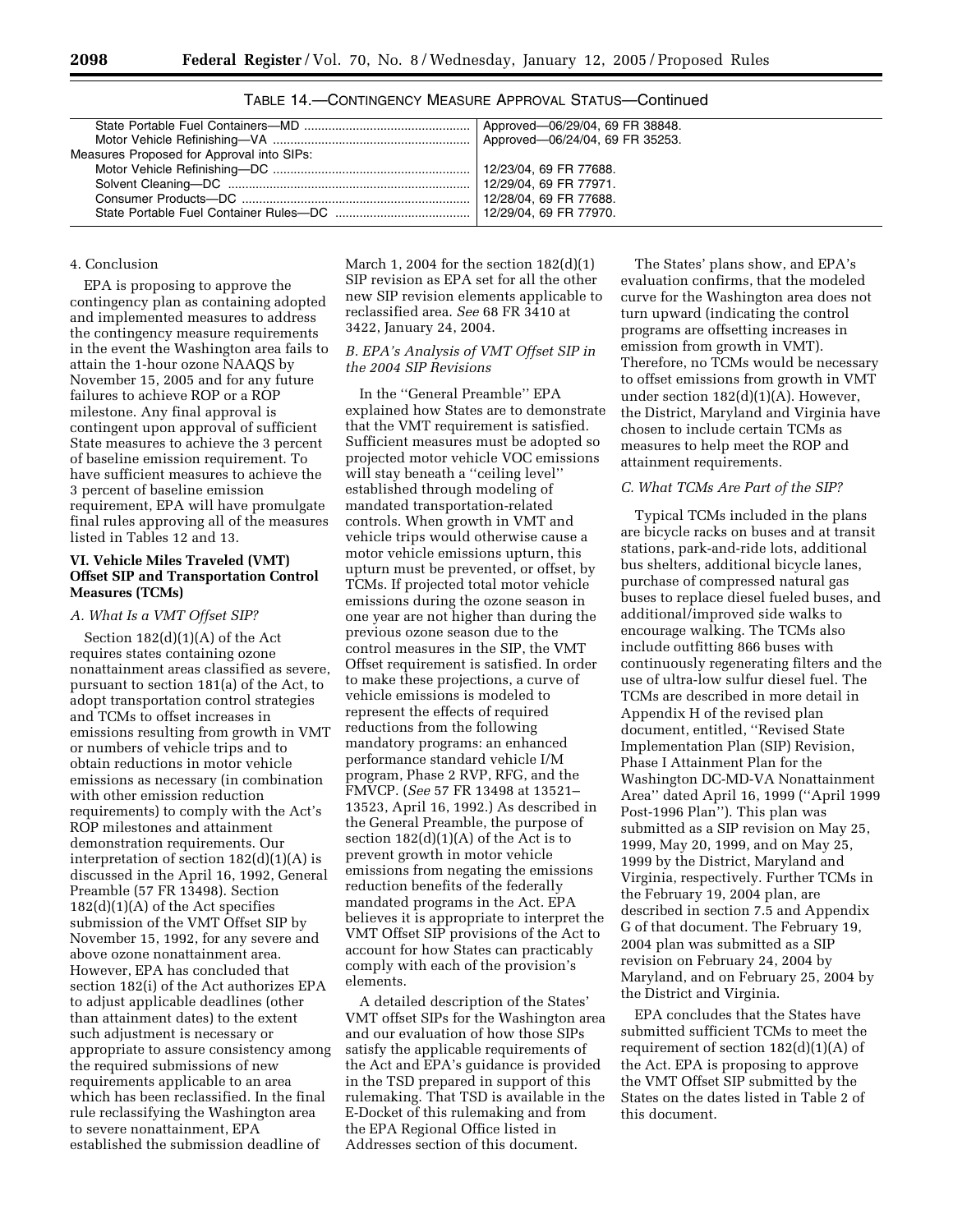TABLE 14.—CONTINGENCY MEASURE APPROVAL STATUS—Continued

| | |
|---|---|
| State Portable Fuel Containers—MD | Approved—06/29/04, 69 FR 38848. |
| Motor Vehicle Refinishing—VA | Approved—06/24/04, 69 FR 35253. |
| Measures Proposed for Approval into SIPs: | |
| Motor Vehicle Refinishing—DC | 12/23/04, 69 FR 77688. |
| Solvent Cleaning—DC | 12/29/04, 69 FR 77971. |
| Consumer Products—DC | 12/28/04, 69 FR 77688. |
| State Portable Fuel Container Rules—DC | 12/29/04, 69 FR 77970. |

4. Conclusion

EPA is proposing to approve the contingency plan as containing adopted and implemented measures to address the contingency measure requirements in the event the Washington area fails to attain the 1-hour ozone NAAQS by November 15, 2005 and for any future failures to achieve ROP or a ROP milestone. Any final approval is contingent upon approval of sufficient State measures to achieve the 3 percent of baseline emission requirement. To have sufficient measures to achieve the 3 percent of baseline emission requirement, EPA will have promulgate final rules approving all of the measures listed in Tables 12 and 13.

## VI. Vehicle Miles Traveled (VMT) Offset SIP and Transportation Control Measures (TCMs)

### A. What Is a VMT Offset SIP?

Section 182(d)(1)(A) of the Act requires states containing ozone nonattainment areas classified as severe, pursuant to section 181(a) of the Act, to adopt transportation control strategies and TCMs to offset increases in emissions resulting from growth in VMT or numbers of vehicle trips and to obtain reductions in motor vehicle emissions as necessary (in combination with other emission reduction requirements) to comply with the Act's ROP milestones and attainment demonstration requirements. Our interpretation of section 182(d)(1)(A) is discussed in the April 16, 1992, General Preamble (57 FR 13498). Section 182(d)(1)(A) of the Act specifies submission of the VMT Offset SIP by November 15, 1992, for any severe and above ozone nonattainment area. However, EPA has concluded that section 182(i) of the Act authorizes EPA to adjust applicable deadlines (other than attainment dates) to the extent such adjustment is necessary or appropriate to assure consistency among the required submissions of new requirements applicable to an area which has been reclassified. In the final rule reclassifying the Washington area to severe nonattainment, EPA established the submission deadline of March 1, 2004 for the section 182(d)(1) SIP revision as EPA set for all the other new SIP revision elements applicable to reclassified area. *See* 68 FR 3410 at 3422, January 24, 2004.

### B. EPA's Analysis of VMT Offset SIP in the 2004 SIP Revisions

In the ''General Preamble'' EPA explained how States are to demonstrate that the VMT requirement is satisfied. Sufficient measures must be adopted so projected motor vehicle VOC emissions will stay beneath a ''ceiling level'' established through modeling of mandated transportation-related controls. When growth in VMT and vehicle trips would otherwise cause a motor vehicle emissions upturn, this upturn must be prevented, or offset, by TCMs. If projected total motor vehicle emissions during the ozone season in one year are not higher than during the previous ozone season due to the control measures in the SIP, the VMT Offset requirement is satisfied. In order to make these projections, a curve of vehicle emissions is modeled to represent the effects of required reductions from the following mandatory programs: an enhanced performance standard vehicle I/M program, Phase 2 RVP, RFG, and the FMVCP. (*See* 57 FR 13498 at 13521–13523, April 16, 1992.) As described in the General Preamble, the purpose of section 182(d)(1)(A) of the Act is to prevent growth in motor vehicle emissions from negating the emissions reduction benefits of the federally mandated programs in the Act. EPA believes it is appropriate to interpret the VMT Offset SIP provisions of the Act to account for how States can practicably comply with each of the provision's elements.

A detailed description of the States' VMT offset SIPs for the Washington area and our evaluation of how those SIPs satisfy the applicable requirements of the Act and EPA's guidance is provided in the TSD prepared in support of this rulemaking. That TSD is available in the E-Docket of this rulemaking and from the EPA Regional Office listed in Addresses section of this document.

The States' plans show, and EPA's evaluation confirms, that the modeled curve for the Washington area does not turn upward (indicating the control programs are offsetting increases in emission from growth in VMT). Therefore, no TCMs would be necessary to offset emissions from growth in VMT under section 182(d)(1)(A). However, the District, Maryland and Virginia have chosen to include certain TCMs as measures to help meet the ROP and attainment requirements.

### C. What TCMs Are Part of the SIP?

Typical TCMs included in the plans are bicycle racks on buses and at transit stations, park-and-ride lots, additional bus shelters, additional bicycle lanes, purchase of compressed natural gas buses to replace diesel fueled buses, and additional/improved side walks to encourage walking. The TCMs also include outfitting 866 buses with continuously regenerating filters and the use of ultra-low sulfur diesel fuel. The TCMs are described in more detail in Appendix H of the revised plan document, entitled, ''Revised State Implementation Plan (SIP) Revision, Phase I Attainment Plan for the Washington DC-MD-VA Nonattainment Area'' dated April 16, 1999 (''April 1999 Post-1996 Plan''). This plan was submitted as a SIP revision on May 25, 1999, May 20, 1999, and on May 25, 1999 by the District, Maryland and Virginia, respectively. Further TCMs in the February 19, 2004 plan, are described in section 7.5 and Appendix G of that document. The February 19, 2004 plan was submitted as a SIP revision on February 24, 2004 by Maryland, and on February 25, 2004 by the District and Virginia.

EPA concludes that the States have submitted sufficient TCMs to meet the requirement of section 182(d)(1)(A) of the Act. EPA is proposing to approve the VMT Offset SIP submitted by the States on the dates listed in Table 2 of this document.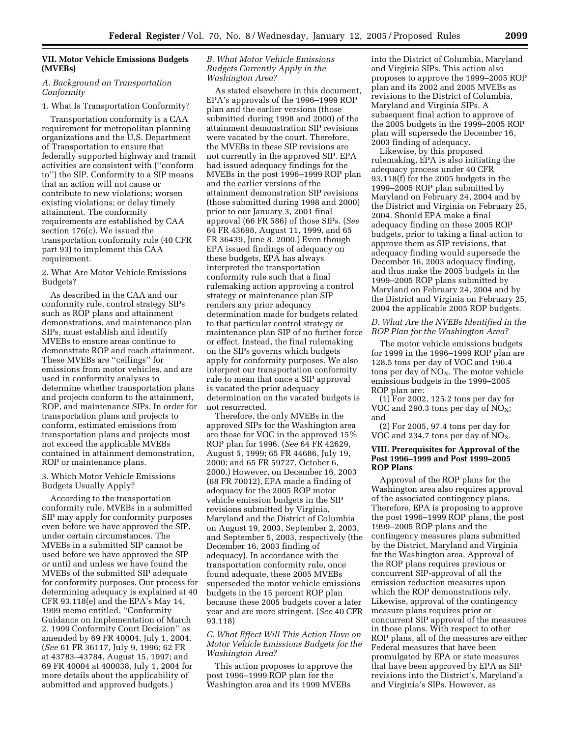## VII. Motor Vehicle Emissions Budgets (MVEBs)

### A. Background on Transportation Conformity

#### 1. What Is Transportation Conformity?

Transportation conformity is a CAA requirement for metropolitan planning organizations and the U.S. Department of Transportation to ensure that federally supported highway and transit activities are consistent with (''conform to'') the SIP. Conformity to a SIP means that an action will not cause or contribute to new violations; worsen existing violations; or delay timely attainment. The conformity requirements are established by CAA section 176(c). We issued the transportation conformity rule (40 CFR part 93) to implement this CAA requirement.

#### 2. What Are Motor Vehicle Emissions Budgets?

As described in the CAA and our conformity rule, control strategy SIPs such as ROP plans and attainment demonstrations, and maintenance plan SIPs, must establish and identify MVEBs to ensure areas continue to demonstrate ROP and reach attainment. These MVEBs are ''ceilings'' for emissions from motor vehicles, and are used in conformity analyses to determine whether transportation plans and projects conform to the attainment, ROP, and maintenance SIPs. In order for transportation plans and projects to conform, estimated emissions from transportation plans and projects must not exceed the applicable MVEBs contained in attainment demonstration, ROP or maintenance plans.

#### 3. Which Motor Vehicle Emissions Budgets Usually Apply?

According to the transportation conformity rule, MVEBs in a submitted SIP may apply for conformity purposes even before we have approved the SIP, under certain circumstances. The MVEBs in a submitted SIP cannot be used before we have approved the SIP *or* until and unless we have found the MVEBs of the submitted SIP adequate for conformity purposes. Our process for determining adequacy is explained at 40 CFR 93.118(e) and the EPA's May 14, 1999 memo entitled, ''Conformity Guidance on Implementation of March 2, 1999 Conformity Court Decision'' as amended by 69 FR 40004, July 1, 2004. (*See* 61 FR 36117, July 9, 1996; 62 FR at 43783–43784, August 15, 1997; and 69 FR 40004 at 400038, July 1, 2004 for more details about the applicability of submitted and approved budgets.)

### B. What Motor Vehicle Emissions Budgets Currently Apply in the Washington Area?

As stated elsewhere in this document, EPA's approvals of the 1996–1999 ROP plan and the earlier versions (those submitted during 1998 and 2000) of the attainment demonstration SIP revisions were vacated by the court. Therefore, the MVEBs in these SIP revisions are not currently in the approved SIP. EPA had issued adequacy findings for the MVEBs in the post 1996–1999 ROP plan and the earlier versions of the attainment demonstration SIP revisions (those submitted during 1998 and 2000) prior to our January 3, 2001 final approval (66 FR 586) of those SIPs. (*See* 64 FR 43698, August 11, 1999, and 65 FR 36439, June 8, 2000.) Even though EPA issued findings of adequacy on these budgets, EPA has always interpreted the transportation conformity rule such that a final rulemaking action approving a control strategy or maintenance plan SIP renders any prior adequacy determination made for budgets related to that particular control strategy or maintenance plan SIP of no further force or effect. Instead, the final rulemaking on the SIPs governs which budgets apply for conformity purposes. We also interpret our transportation conformity rule to mean that once a SIP approval is vacated the prior adequacy determination on the vacated budgets is not resurrected.

Therefore, the only MVEBs in the approved SIPs for the Washington area are those for VOC in the approved 15% ROP plan for 1996. (*See* 64 FR 42629, August 5, 1999; 65 FR 44686, July 19, 2000; and 65 FR 59727, October 6, 2000.) However, on December 16, 2003 (68 FR 70012), EPA made a finding of adequacy for the 2005 ROP motor vehicle emission budgets in the SIP revisions submitted by Virginia, Maryland and the District of Columbia on August 19, 2003, September 2, 2003, and September 5, 2003, respectively (the December 16, 2003 finding of adequacy). In accordance with the transportation conformity rule, once found adequate, these 2005 MVEBs superseded the motor vehicle emissions budgets in the 15 percent ROP plan because these 2005 budgets cover a later year and are more stringent. (*See* 40 CFR 93.118)

### C. What Effect Will This Action Have on Motor Vehicle Emissions Budgets for the Washington Area?

This action proposes to approve the post 1996–1999 ROP plan for the Washington area and its 1999 MVEBs into the District of Columbia, Maryland and Virginia SIPs. This action also proposes to approve the 1999–2005 ROP plan and its 2002 and 2005 MVEBs as revisions to the District of Columbia, Maryland and Virginia SIPs. A subsequent final action to approve of the 2005 budgets in the 1999–2005 ROP plan will supersede the December 16, 2003 finding of adequacy.

Likewise, by this proposed rulemaking, EPA is also initiating the adequacy process under 40 CFR 93.118(f) for the 2005 budgets in the 1999–2005 ROP plan submitted by Maryland on February 24, 2004 and by the District and Virginia on February 25, 2004. Should EPA make a final adequacy finding on these 2005 ROP budgets, prior to taking a final action to approve them as SIP revisions, that adequacy finding would supersede the December 16, 2003 adequacy finding, and thus make the 2005 budgets in the 1999–2005 ROP plans submitted by Maryland on February 24, 2004 and by the District and Virginia on February 25, 2004 the applicable 2005 ROP budgets.

### D. What Are the NVEBs Identified in the ROP Plan for the Washington Area?

The motor vehicle emissions budgets for 1999 in the 1996–1999 ROP plan are 128.5 tons per day of VOC and 196.4 tons per day of $NO_X$. The motor vehicle emissions budgets in the 1999–2005 ROP plan are:

(1) For 2002, 125.2 tons per day for VOC and 290.3 tons per day of $NO_X$; and

(2) For 2005, 97.4 tons per day for VOC and 234.7 tons per day of $NO_X$.

## VIII. Prerequisites for Approval of the Post 1996–1999 and Post 1999–2005 ROP Plans

Approval of the ROP plans for the Washington area also requires approval of the associated contingency plans. Therefore, EPA is proposing to approve the post 1996–1999 ROP plans, the post 1999–2005 ROP plans and the contingency measures plans submitted by the District, Maryland and Virginia for the Washington area. Approval of the ROP plans requires previous or concurrent SIP-approval of all the emission reduction measures upon which the ROP demonstrations rely. Likewise, approval of the contingency measure plans requires prior or concurrent SIP approval of the measures in those plans. With respect to other ROP plans, all of the measures are either Federal measures that have been promulgated by EPA or state measures that have been approved by EPA as SIP revisions into the District's, Maryland's and Virginia's SIPs. However, as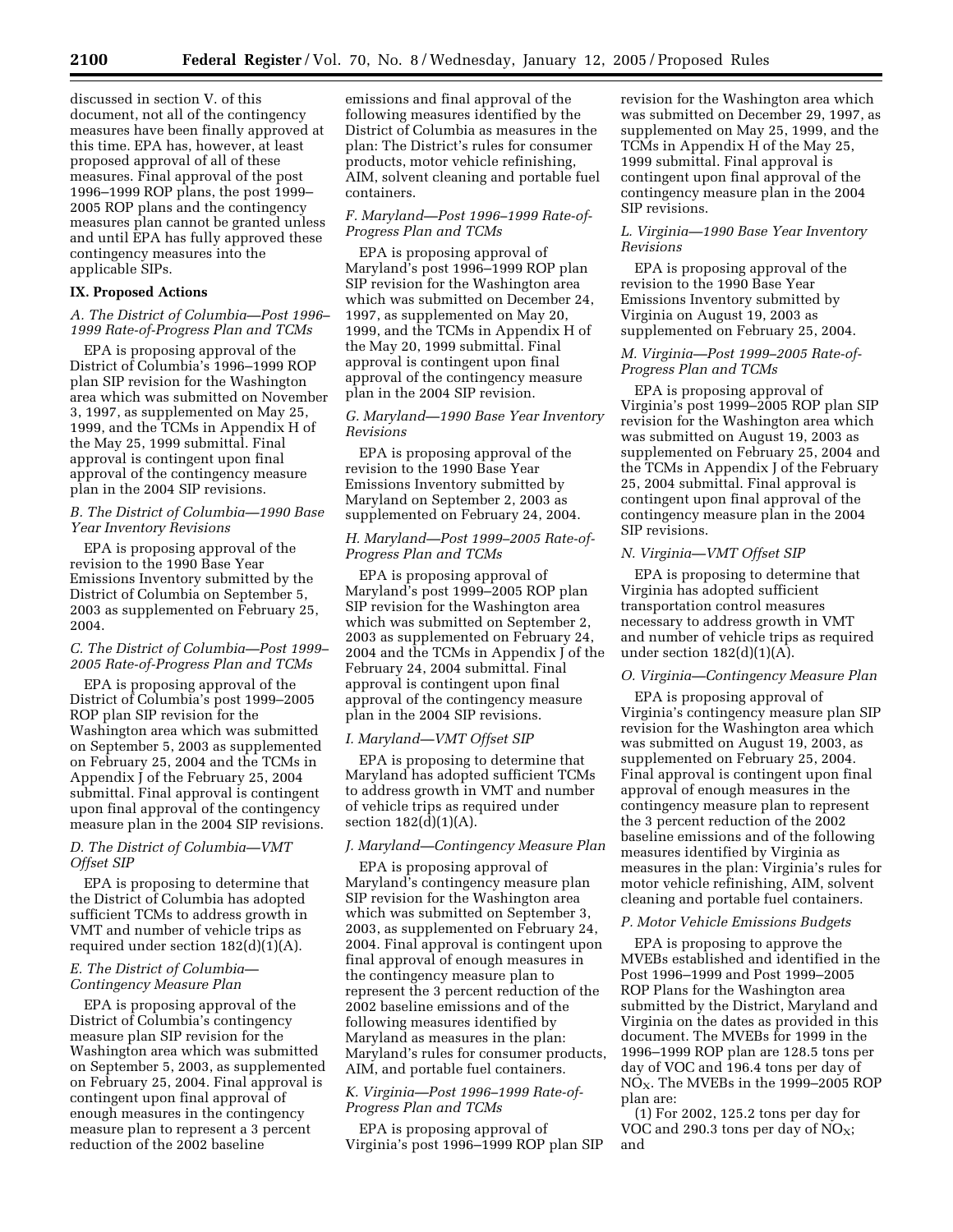discussed in section V. of this document, not all of the contingency measures have been finally approved at this time. EPA has, however, at least proposed approval of all of these measures. Final approval of the post 1996–1999 ROP plans, the post 1999–2005 ROP plans and the contingency measures plan cannot be granted unless and until EPA has fully approved these contingency measures into the applicable SIPs.

## IX. Proposed Actions

### *A. The District of Columbia—Post 1996–1999 Rate-of-Progress Plan and TCMs*

EPA is proposing approval of the District of Columbia's 1996–1999 ROP plan SIP revision for the Washington area which was submitted on November 3, 1997, as supplemented on May 25, 1999, and the TCMs in Appendix H of the May 25, 1999 submittal. Final approval is contingent upon final approval of the contingency measure plan in the 2004 SIP revisions.

### *B. The District of Columbia—1990 Base Year Inventory Revisions*

EPA is proposing approval of the revision to the 1990 Base Year Emissions Inventory submitted by the District of Columbia on September 5, 2003 as supplemented on February 25, 2004.

### *C. The District of Columbia—Post 1999–2005 Rate-of-Progress Plan and TCMs*

EPA is proposing approval of the District of Columbia's post 1999–2005 ROP plan SIP revision for the Washington area which was submitted on September 5, 2003 as supplemented on February 25, 2004 and the TCMs in Appendix J of the February 25, 2004 submittal. Final approval is contingent upon final approval of the contingency measure plan in the 2004 SIP revisions.

### *D. The District of Columbia—VMT Offset SIP*

EPA is proposing to determine that the District of Columbia has adopted sufficient TCMs to address growth in VMT and number of vehicle trips as required under section 182(d)(1)(A).

### *E. The District of Columbia—Contingency Measure Plan*

EPA is proposing approval of the District of Columbia's contingency measure plan SIP revision for the Washington area which was submitted on September 5, 2003, as supplemented on February 25, 2004. Final approval is contingent upon final approval of enough measures in the contingency measure plan to represent a 3 percent reduction of the 2002 baseline emissions and final approval of the following measures identified by the District of Columbia as measures in the plan: The District's rules for consumer products, motor vehicle refinishing, AIM, solvent cleaning and portable fuel containers.

### *F. Maryland—Post 1996–1999 Rate-of-Progress Plan and TCMs*

EPA is proposing approval of Maryland's post 1996–1999 ROP plan SIP revision for the Washington area which was submitted on December 24, 1997, as supplemented on May 20, 1999, and the TCMs in Appendix H of the May 20, 1999 submittal. Final approval is contingent upon final approval of the contingency measure plan in the 2004 SIP revision.

### *G. Maryland—1990 Base Year Inventory Revisions*

EPA is proposing approval of the revision to the 1990 Base Year Emissions Inventory submitted by Maryland on September 2, 2003 as supplemented on February 24, 2004.

### *H. Maryland—Post 1999–2005 Rate-of-Progress Plan and TCMs*

EPA is proposing approval of Maryland's post 1999–2005 ROP plan SIP revision for the Washington area which was submitted on September 2, 2003 as supplemented on February 24, 2004 and the TCMs in Appendix J of the February 24, 2004 submittal. Final approval is contingent upon final approval of the contingency measure plan in the 2004 SIP revisions.

### *I. Maryland—VMT Offset SIP*

EPA is proposing to determine that Maryland has adopted sufficient TCMs to address growth in VMT and number of vehicle trips as required under section 182(d)(1)(A).

### *J. Maryland—Contingency Measure Plan*

EPA is proposing approval of Maryland's contingency measure plan SIP revision for the Washington area which was submitted on September 3, 2003, as supplemented on February 24, 2004. Final approval is contingent upon final approval of enough measures in the contingency measure plan to represent the 3 percent reduction of the 2002 baseline emissions and of the following measures identified by Maryland as measures in the plan: Maryland's rules for consumer products, AIM, and portable fuel containers.

### *K. Virginia—Post 1996–1999 Rate-of-Progress Plan and TCMs*

EPA is proposing approval of Virginia's post 1996–1999 ROP plan SIP revision for the Washington area which was submitted on December 29, 1997, as supplemented on May 25, 1999, and the TCMs in Appendix H of the May 25, 1999 submittal. Final approval is contingent upon final approval of the contingency measure plan in the 2004 SIP revisions.

### *L. Virginia—1990 Base Year Inventory Revisions*

EPA is proposing approval of the revision to the 1990 Base Year Emissions Inventory submitted by Virginia on August 19, 2003 as supplemented on February 25, 2004.

### *M. Virginia—Post 1999–2005 Rate-of-Progress Plan and TCMs*

EPA is proposing approval of Virginia's post 1999–2005 ROP plan SIP revision for the Washington area which was submitted on August 19, 2003 as supplemented on February 25, 2004 and the TCMs in Appendix J of the February 25, 2004 submittal. Final approval is contingent upon final approval of the contingency measure plan in the 2004 SIP revisions.

### *N. Virginia—VMT Offset SIP*

EPA is proposing to determine that Virginia has adopted sufficient transportation control measures necessary to address growth in VMT and number of vehicle trips as required under section 182(d)(1)(A).

### *O. Virginia—Contingency Measure Plan*

EPA is proposing approval of Virginia's contingency measure plan SIP revision for the Washington area which was submitted on August 19, 2003, as supplemented on February 25, 2004. Final approval is contingent upon final approval of enough measures in the contingency measure plan to represent the 3 percent reduction of the 2002 baseline emissions and of the following measures identified by Virginia as measures in the plan: Virginia's rules for motor vehicle refinishing, AIM, solvent cleaning and portable fuel containers.

### *P. Motor Vehicle Emissions Budgets*

EPA is proposing to approve the MVEBs established and identified in the Post 1996–1999 and Post 1999–2005 ROP Plans for the Washington area submitted by the District, Maryland and Virginia on the dates as provided in this document. The MVEBs for 1999 in the 1996–1999 ROP plan are 128.5 tons per day of VOC and 196.4 tons per day of $NO_X$. The MVEBs in the 1999–2005 ROP plan are:

(1) For 2002, 125.2 tons per day for VOC and 290.3 tons per day of $NO_X$; and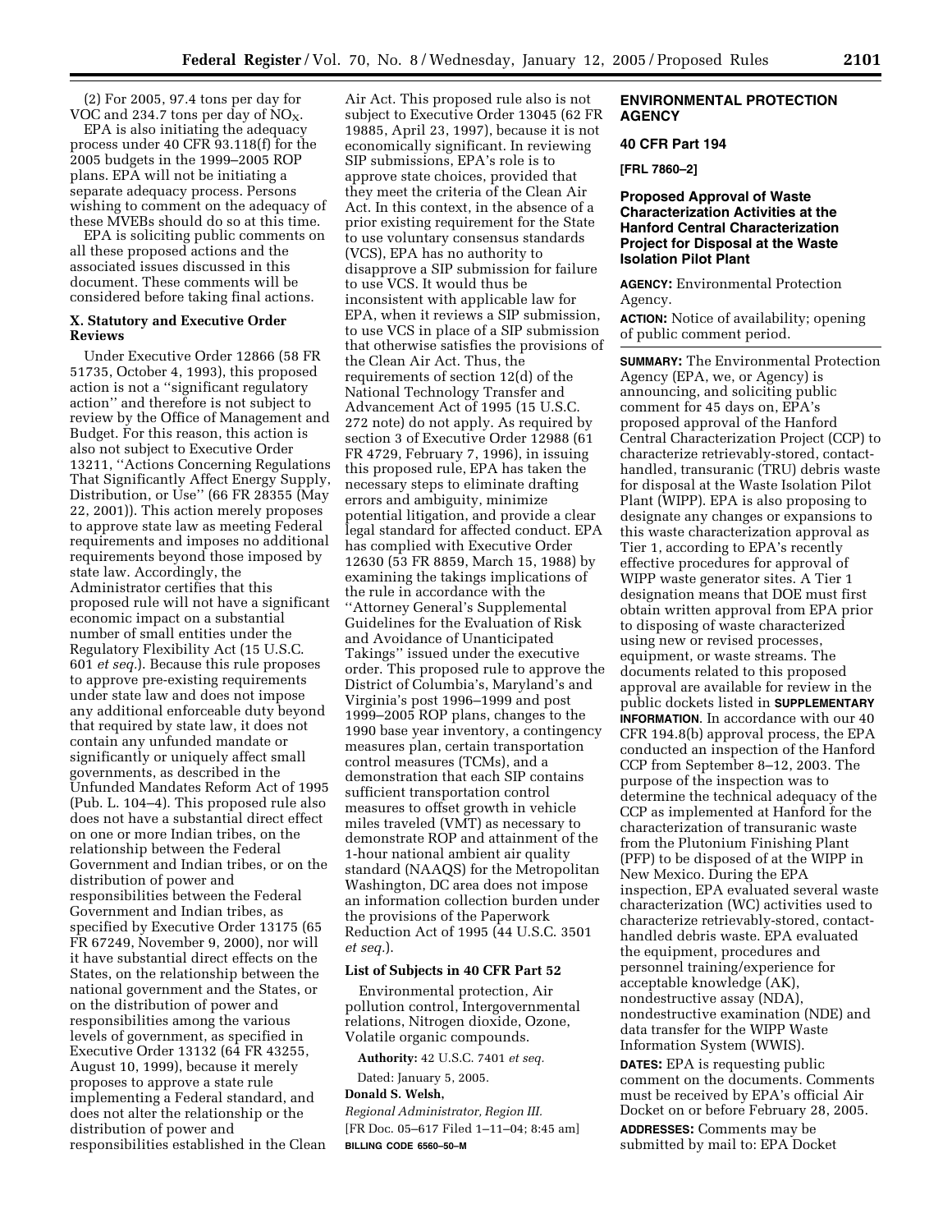(2) For 2005, 97.4 tons per day for VOC and 234.7 tons per day of $NO_X$.

EPA is also initiating the adequacy process under 40 CFR 93.118(f) for the 2005 budgets in the 1999–2005 ROP plans. EPA will not be initiating a separate adequacy process. Persons wishing to comment on the adequacy of these MVEBs should do so at this time.

EPA is soliciting public comments on all these proposed actions and the associated issues discussed in this document. These comments will be considered before taking final actions.

### X. Statutory and Executive Order Reviews

Under Executive Order 12866 (58 FR 51735, October 4, 1993), this proposed action is not a ''significant regulatory action'' and therefore is not subject to review by the Office of Management and Budget. For this reason, this action is also not subject to Executive Order 13211, ''Actions Concerning Regulations That Significantly Affect Energy Supply, Distribution, or Use'' (66 FR 28355 (May 22, 2001)). This action merely proposes to approve state law as meeting Federal requirements and imposes no additional requirements beyond those imposed by state law. Accordingly, the Administrator certifies that this proposed rule will not have a significant economic impact on a substantial number of small entities under the Regulatory Flexibility Act (15 U.S.C. 601 *et seq.*). Because this rule proposes to approve pre-existing requirements under state law and does not impose any additional enforceable duty beyond that required by state law, it does not contain any unfunded mandate or significantly or uniquely affect small governments, as described in the Unfunded Mandates Reform Act of 1995 (Pub. L. 104–4). This proposed rule also does not have a substantial direct effect on one or more Indian tribes, on the relationship between the Federal Government and Indian tribes, or on the distribution of power and responsibilities between the Federal Government and Indian tribes, as specified by Executive Order 13175 (65 FR 67249, November 9, 2000), nor will it have substantial direct effects on the States, on the relationship between the national government and the States, or on the distribution of power and responsibilities among the various levels of government, as specified in Executive Order 13132 (64 FR 43255, August 10, 1999), because it merely proposes to approve a state rule implementing a Federal standard, and does not alter the relationship or the distribution of power and responsibilities established in the Clean Air Act. This proposed rule also is not subject to Executive Order 13045 (62 FR 19885, April 23, 1997), because it is not economically significant. In reviewing SIP submissions, EPA's role is to approve state choices, provided that they meet the criteria of the Clean Air Act. In this context, in the absence of a prior existing requirement for the State to use voluntary consensus standards (VCS), EPA has no authority to disapprove a SIP submission for failure to use VCS. It would thus be inconsistent with applicable law for EPA, when it reviews a SIP submission, to use VCS in place of a SIP submission that otherwise satisfies the provisions of the Clean Air Act. Thus, the requirements of section 12(d) of the National Technology Transfer and Advancement Act of 1995 (15 U.S.C. 272 note) do not apply. As required by section 3 of Executive Order 12988 (61 FR 4729, February 7, 1996), in issuing this proposed rule, EPA has taken the necessary steps to eliminate drafting errors and ambiguity, minimize potential litigation, and provide a clear legal standard for affected conduct. EPA has complied with Executive Order 12630 (53 FR 8859, March 15, 1988) by examining the takings implications of the rule in accordance with the ''Attorney General's Supplemental Guidelines for the Evaluation of Risk and Avoidance of Unanticipated Takings'' issued under the executive order. This proposed rule to approve the District of Columbia's, Maryland's and Virginia's post 1996–1999 and post 1999–2005 ROP plans, changes to the 1990 base year inventory, a contingency measures plan, certain transportation control measures (TCMs), and a demonstration that each SIP contains sufficient transportation control measures to offset growth in vehicle miles traveled (VMT) as necessary to demonstrate ROP and attainment of the 1-hour national ambient air quality standard (NAAQS) for the Metropolitan Washington, DC area does not impose an information collection burden under the provisions of the Paperwork Reduction Act of 1995 (44 U.S.C. 3501 *et seq.*).

#### List of Subjects in 40 CFR Part 52

Environmental protection, Air pollution control, Intergovernmental relations, Nitrogen dioxide, Ozone, Volatile organic compounds.

**Authority:** 42 U.S.C. 7401 *et seq.*

Dated: January 5, 2005.

**Donald S. Welsh,**

*Regional Administrator, Region III.*

[FR Doc. 05–617 Filed 1–11–04; 8:45 am]

**BILLING CODE 6560–50–M**

---

## ENVIRONMENTAL PROTECTION AGENCY

### 40 CFR Part 194

**[FRL 7860–2]**

### Proposed Approval of Waste Characterization Activities at the Hanford Central Characterization Project for Disposal at the Waste Isolation Pilot Plant

**AGENCY:** Environmental Protection Agency.

**ACTION:** Notice of availability; opening of public comment period.

**SUMMARY:** The Environmental Protection Agency (EPA, we, or Agency) is announcing, and soliciting public comment for 45 days on, EPA's proposed approval of the Hanford Central Characterization Project (CCP) to characterize retrievably-stored, contact-handled, transuranic (TRU) debris waste for disposal at the Waste Isolation Pilot Plant (WIPP). EPA is also proposing to designate any changes or expansions to this waste characterization approval as Tier 1, according to EPA's recently effective procedures for approval of WIPP waste generator sites. A Tier 1 designation means that DOE must first obtain written approval from EPA prior to disposing of waste characterized using new or revised processes, equipment, or waste streams. The documents related to this proposed approval are available for review in the public dockets listed in **SUPPLEMENTARY INFORMATION**. In accordance with our 40 CFR 194.8(b) approval process, the EPA conducted an inspection of the Hanford CCP from September 8–12, 2003. The purpose of the inspection was to determine the technical adequacy of the CCP as implemented at Hanford for the characterization of transuranic waste from the Plutonium Finishing Plant (PFP) to be disposed of at the WIPP in New Mexico. During the EPA inspection, EPA evaluated several waste characterization (WC) activities used to characterize retrievably-stored, contact-handled debris waste. EPA evaluated the equipment, procedures and personnel training/experience for acceptable knowledge (AK), nondestructive assay (NDA), nondestructive examination (NDE) and data transfer for the WIPP Waste Information System (WWIS).

**DATES:** EPA is requesting public comment on the documents. Comments must be received by EPA's official Air Docket on or before February 28, 2005.

**ADDRESSES:** Comments may be submitted by mail to: EPA Docket